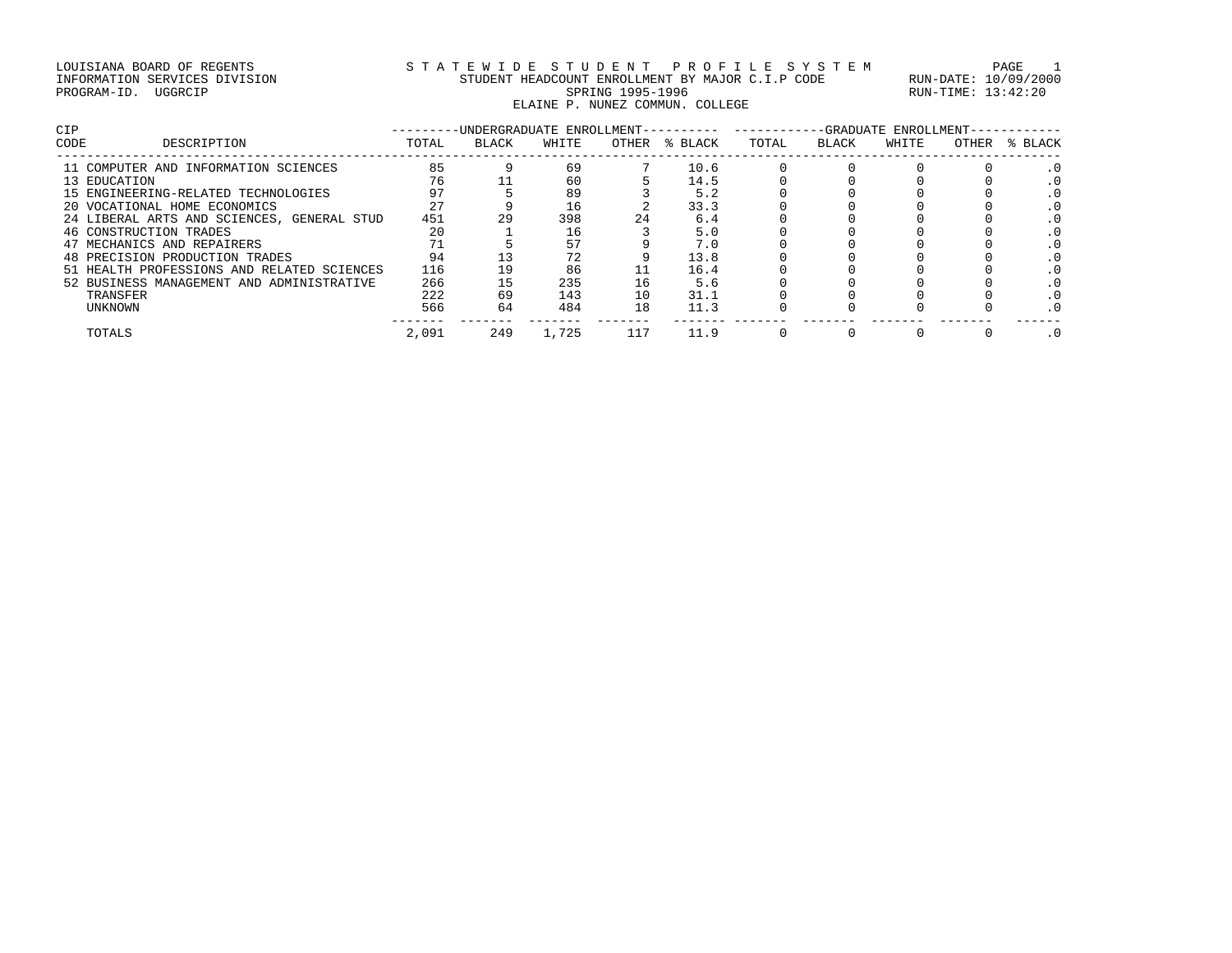LOUISIANA BOARD OF REGENTS
INFORMATION SERVICES DIVISION
PROGRAM-ID. UGGRCIP

# STATEWIDE STUDENT PROFILE SYSTEM
## STUDENT HEADCOUNT ENROLLMENT BY MAJOR C.I.P CODE
### SPRING 1995-1996
### ELAINE P. NUNEZ COMMUN. COLLEGE

RUN-DATE: 10/09/2000
RUN-TIME: 13:42:20

| CIP CODE | DESCRIPTION | UNDERGRADUATE ENROLLMENT | | | | | GRADUATE ENROLLMENT | | | | |
|---|---|---|---|---|---|---|---|---|---|---|---|
| | | TOTAL | BLACK | WHITE | OTHER | % BLACK | TOTAL | BLACK | WHITE | OTHER | % BLACK |
| 11 | COMPUTER AND INFORMATION SCIENCES | 85 | 9 | 69 | 7 | 10.6 | 0 | 0 | 0 | 0 | .0 |
| 13 | EDUCATION | 76 | 11 | 60 | 5 | 14.5 | 0 | 0 | 0 | 0 | .0 |
| 15 | ENGINEERING-RELATED TECHNOLOGIES | 97 | 5 | 89 | 3 | 5.2 | 0 | 0 | 0 | 0 | .0 |
| 20 | VOCATIONAL HOME ECONOMICS | 27 | 9 | 16 | 2 | 33.3 | 0 | 0 | 0 | 0 | .0 |
| 24 | LIBERAL ARTS AND SCIENCES, GENERAL STUD | 451 | 29 | 398 | 24 | 6.4 | 0 | 0 | 0 | 0 | .0 |
| 46 | CONSTRUCTION TRADES | 20 | 1 | 16 | 3 | 5.0 | 0 | 0 | 0 | 0 | .0 |
| 47 | MECHANICS AND REPAIRERS | 71 | 5 | 57 | 9 | 7.0 | 0 | 0 | 0 | 0 | .0 |
| 48 | PRECISION PRODUCTION TRADES | 94 | 13 | 72 | 9 | 13.8 | 0 | 0 | 0 | 0 | .0 |
| 51 | HEALTH PROFESSIONS AND RELATED SCIENCES | 116 | 19 | 86 | 11 | 16.4 | 0 | 0 | 0 | 0 | .0 |
| 52 | BUSINESS MANAGEMENT AND ADMINISTRATIVE | 266 | 15 | 235 | 16 | 5.6 | 0 | 0 | 0 | 0 | .0 |
| | TRANSFER | 222 | 69 | 143 | 10 | 31.1 | 0 | 0 | 0 | 0 | .0 |
| | UNKNOWN | 566 | 64 | 484 | 18 | 11.3 | 0 | 0 | 0 | 0 | .0 |
| | TOTALS | 2,091 | 249 | 1,725 | 117 | 11.9 | 0 | 0 | 0 | 0 | .0 |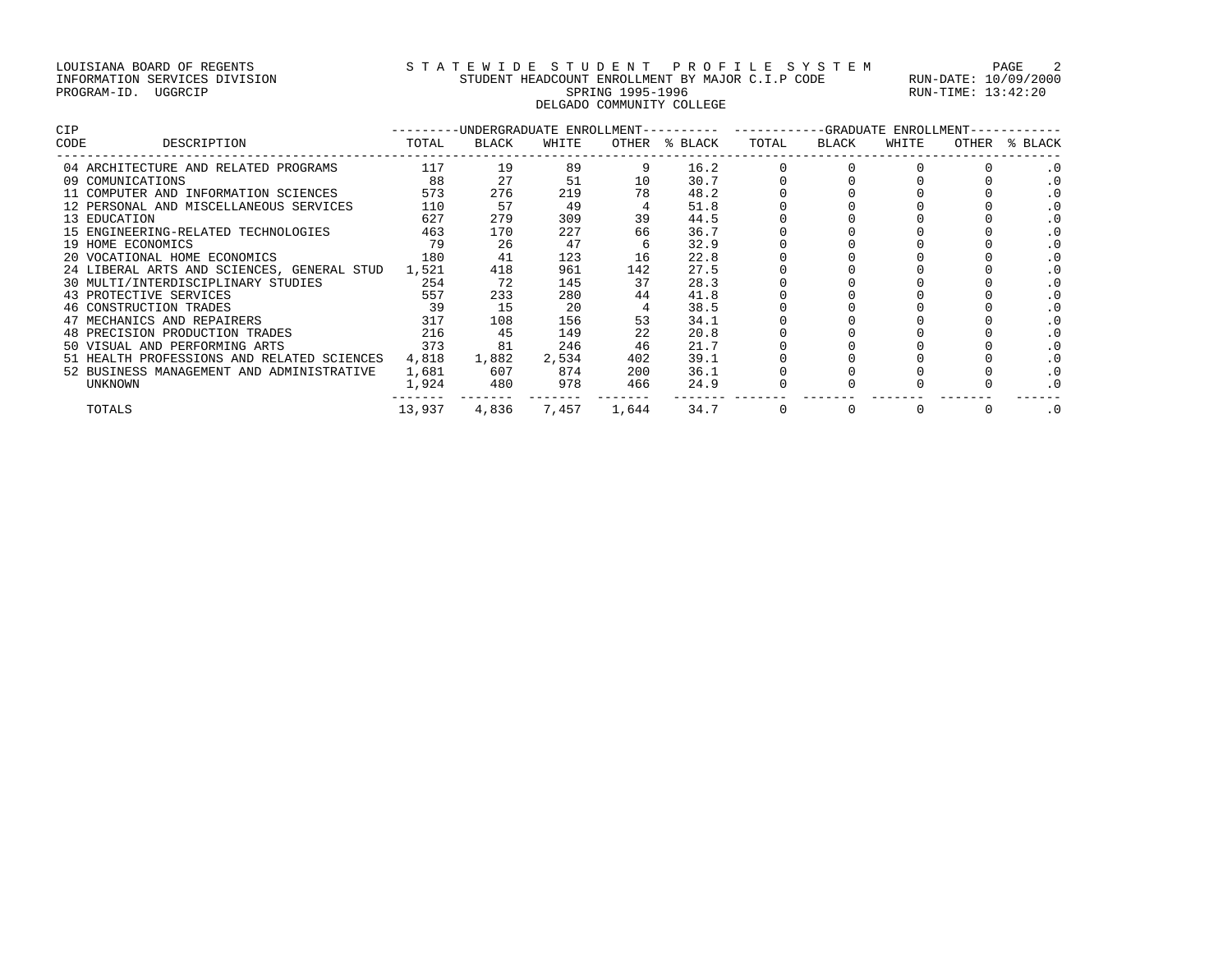LOUISIANA BOARD OF REGENTS
INFORMATION SERVICES DIVISION
PROGRAM-ID. UGGRCIP

STATEWIDE STUDENT PROFILE SYSTEM
STUDENT HEADCOUNT ENROLLMENT BY MAJOR C.I.P CODE
SPRING 1995-1996
DELGADO COMMUNITY COLLEGE

RUN-DATE: 10/09/2000
RUN-TIME: 13:42:20

| CIP CODE | DESCRIPTION | UNDERGRADUATE ENROLLMENT TOTAL | BLACK | WHITE | OTHER | % BLACK | GRADUATE ENROLLMENT TOTAL | BLACK | WHITE | OTHER | % BLACK |
|---|---|---|---|---|---|---|---|---|---|---|---|
| 04 | ARCHITECTURE AND RELATED PROGRAMS | 117 | 19 | 89 | 9 | 16.2 | 0 | 0 | 0 | 0 | .0 |
| 09 | COMUNICATIONS | 88 | 27 | 51 | 10 | 30.7 | 0 | 0 | 0 | 0 | .0 |
| 11 | COMPUTER AND INFORMATION SCIENCES | 573 | 276 | 219 | 78 | 48.2 | 0 | 0 | 0 | 0 | .0 |
| 12 | PERSONAL AND MISCELLANEOUS SERVICES | 110 | 57 | 49 | 4 | 51.8 | 0 | 0 | 0 | 0 | .0 |
| 13 | EDUCATION | 627 | 279 | 309 | 39 | 44.5 | 0 | 0 | 0 | 0 | .0 |
| 15 | ENGINEERING-RELATED TECHNOLOGIES | 463 | 170 | 227 | 66 | 36.7 | 0 | 0 | 0 | 0 | .0 |
| 19 | HOME ECONOMICS | 79 | 26 | 47 | 6 | 32.9 | 0 | 0 | 0 | 0 | .0 |
| 20 | VOCATIONAL HOME ECONOMICS | 180 | 41 | 123 | 16 | 22.8 | 0 | 0 | 0 | 0 | .0 |
| 24 | LIBERAL ARTS AND SCIENCES, GENERAL STUD | 1,521 | 418 | 961 | 142 | 27.5 | 0 | 0 | 0 | 0 | .0 |
| 30 | MULTI/INTERDISCIPLINARY STUDIES | 254 | 72 | 145 | 37 | 28.3 | 0 | 0 | 0 | 0 | .0 |
| 43 | PROTECTIVE SERVICES | 557 | 233 | 280 | 44 | 41.8 | 0 | 0 | 0 | 0 | .0 |
| 46 | CONSTRUCTION TRADES | 39 | 15 | 20 | 4 | 38.5 | 0 | 0 | 0 | 0 | .0 |
| 47 | MECHANICS AND REPAIRERS | 317 | 108 | 156 | 53 | 34.1 | 0 | 0 | 0 | 0 | .0 |
| 48 | PRECISION PRODUCTION TRADES | 216 | 45 | 149 | 22 | 20.8 | 0 | 0 | 0 | 0 | .0 |
| 50 | VISUAL AND PERFORMING ARTS | 373 | 81 | 246 | 46 | 21.7 | 0 | 0 | 0 | 0 | .0 |
| 51 | HEALTH PROFESSIONS AND RELATED SCIENCES | 4,818 | 1,882 | 2,534 | 402 | 39.1 | 0 | 0 | 0 | 0 | .0 |
| 52 | BUSINESS MANAGEMENT AND ADMINISTRATIVE | 1,681 | 607 | 874 | 200 | 36.1 | 0 | 0 | 0 | 0 | .0 |
| | UNKNOWN | 1,924 | 480 | 978 | 466 | 24.9 | 0 | 0 | 0 | 0 | .0 |
| | TOTALS | 13,937 | 4,836 | 7,457 | 1,644 | 34.7 | 0 | 0 | 0 | 0 | .0 |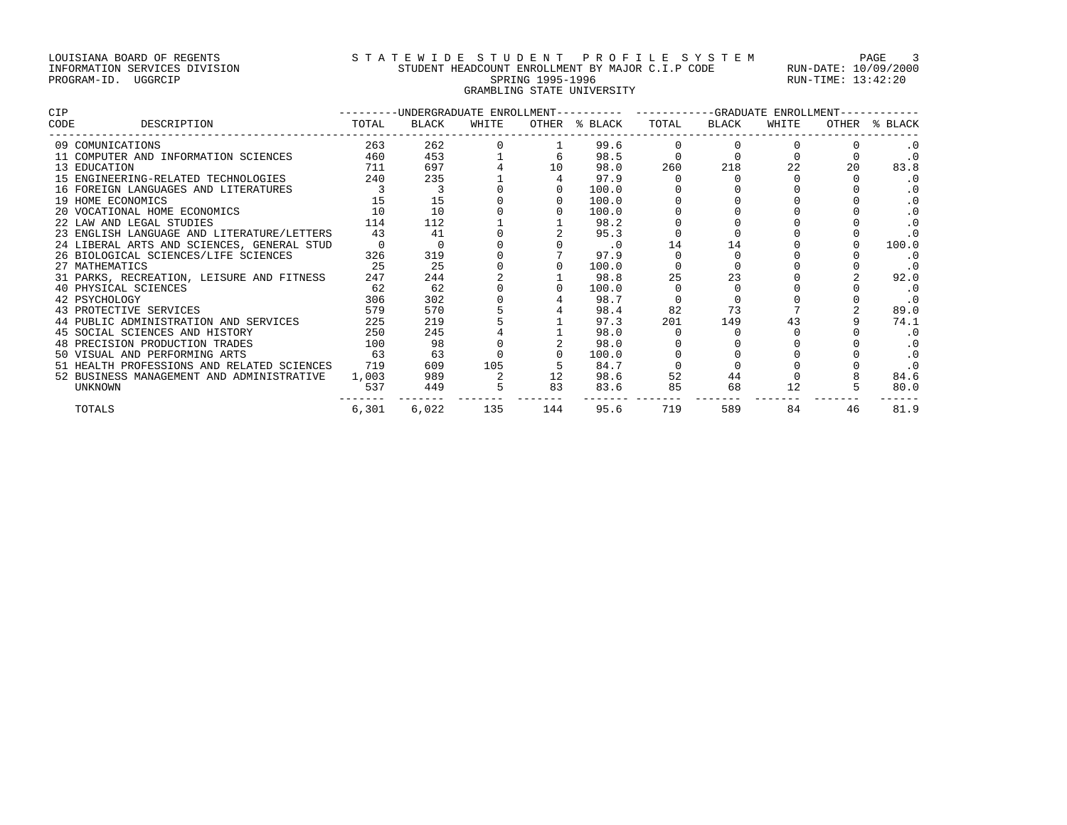LOUISIANA BOARD OF REGENTS
INFORMATION SERVICES DIVISION
PROGRAM-ID. UGGRCIP

STATEWIDE STUDENT PROFILE SYSTEM
STUDENT HEADCOUNT ENROLLMENT BY MAJOR C.I.P CODE
SPRING 1995-1996
GRAMBLING STATE UNIVERSITY

RUN-DATE: 10/09/2000
RUN-TIME: 13:42:20

| CIP CODE | DESCRIPTION | UNDERGRADUATE ENROLLMENT TOTAL | BLACK | WHITE | OTHER | % BLACK | GRADUATE ENROLLMENT TOTAL | BLACK | WHITE | OTHER | % BLACK |
|---|---|---|---|---|---|---|---|---|---|---|---|
| 09 | COMUNICATIONS | 263 | 262 | 0 | 1 | 99.6 | 0 | 0 | 0 | 0 | .0 |
| 11 | COMPUTER AND INFORMATION SCIENCES | 460 | 453 | 1 | 6 | 98.5 | 0 | 0 | 0 | 0 | .0 |
| 13 | EDUCATION | 711 | 697 | 4 | 10 | 98.0 | 260 | 218 | 22 | 20 | 83.8 |
| 15 | ENGINEERING-RELATED TECHNOLOGIES | 240 | 235 | 1 | 4 | 97.9 | 0 | 0 | 0 | 0 | .0 |
| 16 | FOREIGN LANGUAGES AND LITERATURES | 3 | 3 | 0 | 0 | 100.0 | 0 | 0 | 0 | 0 | .0 |
| 19 | HOME ECONOMICS | 15 | 15 | 0 | 0 | 100.0 | 0 | 0 | 0 | 0 | .0 |
| 20 | VOCATIONAL HOME ECONOMICS | 10 | 10 | 0 | 0 | 100.0 | 0 | 0 | 0 | 0 | .0 |
| 22 | LAW AND LEGAL STUDIES | 114 | 112 | 1 | 1 | 98.2 | 0 | 0 | 0 | 0 | .0 |
| 23 | ENGLISH LANGUAGE AND LITERATURE/LETTERS | 43 | 41 | 0 | 2 | 95.3 | 0 | 0 | 0 | 0 | .0 |
| 24 | LIBERAL ARTS AND SCIENCES, GENERAL STUD | 0 | 0 | 0 | 0 | .0 | 14 | 14 | 0 | 0 | 100.0 |
| 26 | BIOLOGICAL SCIENCES/LIFE SCIENCES | 326 | 319 | 0 | 7 | 97.9 | 0 | 0 | 0 | 0 | .0 |
| 27 | MATHEMATICS | 25 | 25 | 0 | 0 | 100.0 | 0 | 0 | 0 | 0 | .0 |
| 31 | PARKS, RECREATION, LEISURE AND FITNESS | 247 | 244 | 2 | 1 | 98.8 | 25 | 23 | 0 | 2 | 92.0 |
| 40 | PHYSICAL SCIENCES | 62 | 62 | 0 | 0 | 100.0 | 0 | 0 | 0 | 0 | .0 |
| 42 | PSYCHOLOGY | 306 | 302 | 0 | 4 | 98.7 | 0 | 0 | 0 | 0 | .0 |
| 43 | PROTECTIVE SERVICES | 579 | 570 | 5 | 4 | 98.4 | 82 | 73 | 7 | 2 | 89.0 |
| 44 | PUBLIC ADMINISTRATION AND SERVICES | 225 | 219 | 5 | 1 | 97.3 | 201 | 149 | 43 | 9 | 74.1 |
| 45 | SOCIAL SCIENCES AND HISTORY | 250 | 245 | 4 | 1 | 98.0 | 0 | 0 | 0 | 0 | .0 |
| 48 | PRECISION PRODUCTION TRADES | 100 | 98 | 0 | 2 | 98.0 | 0 | 0 | 0 | 0 | .0 |
| 50 | VISUAL AND PERFORMING ARTS | 63 | 63 | 0 | 0 | 100.0 | 0 | 0 | 0 | 0 | .0 |
| 51 | HEALTH PROFESSIONS AND RELATED SCIENCES | 719 | 609 | 105 | 5 | 84.7 | 0 | 0 | 0 | 0 | .0 |
| 52 | BUSINESS MANAGEMENT AND ADMINISTRATIVE | 1,003 | 989 | 2 | 12 | 98.6 | 52 | 44 | 0 | 8 | 84.6 |
| | UNKNOWN | 537 | 449 | 5 | 83 | 83.6 | 85 | 68 | 12 | 5 | 80.0 |
| | TOTALS | 6,301 | 6,022 | 135 | 144 | 95.6 | 719 | 589 | 84 | 46 | 81.9 |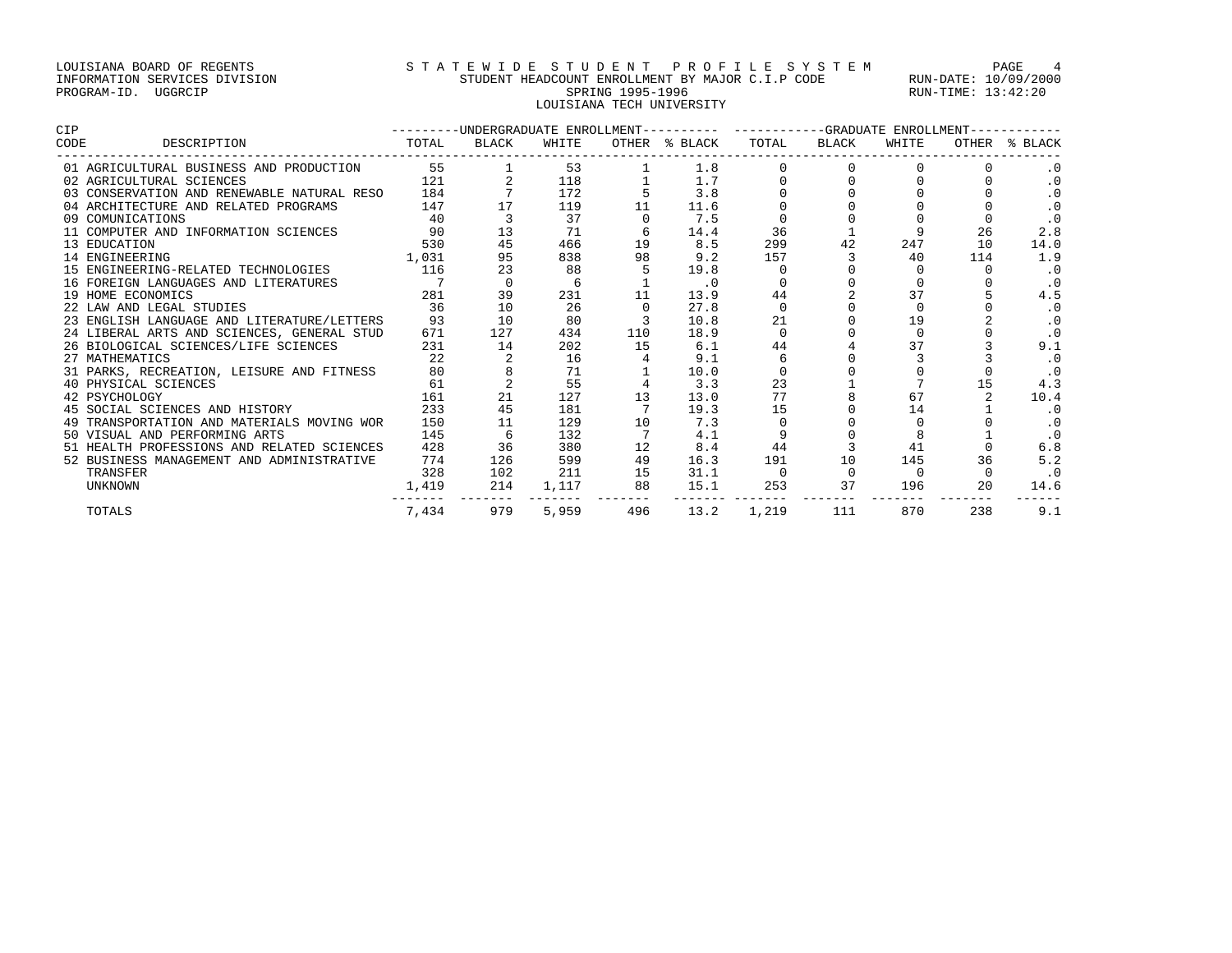LOUISIANA BOARD OF REGENTS
INFORMATION SERVICES DIVISION
PROGRAM-ID. UGGRCIP

# S T A T E W I D E   S T U D E N T   P R O F I L E   S Y S T E M

STUDENT HEADCOUNT ENROLLMENT BY MAJOR C.I.P CODE
SPRING 1995-1996
LOUISIANA TECH UNIVERSITY

RUN-DATE: 10/09/2000
RUN-TIME: 13:42:20

| CIP CODE | DESCRIPTION | UNDERGRADUATE ENROLLMENT TOTAL | BLACK | WHITE | OTHER | % BLACK | GRADUATE ENROLLMENT TOTAL | BLACK | WHITE | OTHER | % BLACK |
|---|---|---|---|---|---|---|---|---|---|---|---|
| 01 | AGRICULTURAL BUSINESS AND PRODUCTION | 55 | 1 | 53 | 1 | 1.8 | 0 | 0 | 0 | 0 | .0 |
| 02 | AGRICULTURAL SCIENCES | 121 | 2 | 118 | 1 | 1.7 | 0 | 0 | 0 | 0 | .0 |
| 03 | CONSERVATION AND RENEWABLE NATURAL RESO | 184 | 7 | 172 | 5 | 3.8 | 0 | 0 | 0 | 0 | .0 |
| 04 | ARCHITECTURE AND RELATED PROGRAMS | 147 | 17 | 119 | 11 | 11.6 | 0 | 0 | 0 | 0 | .0 |
| 09 | COMUNICATIONS | 40 | 3 | 37 | 0 | 7.5 | 0 | 0 | 0 | 0 | .0 |
| 11 | COMPUTER AND INFORMATION SCIENCES | 90 | 13 | 71 | 6 | 14.4 | 36 | 1 | 9 | 26 | 2.8 |
| 13 | EDUCATION | 530 | 45 | 466 | 19 | 8.5 | 299 | 42 | 247 | 10 | 14.0 |
| 14 | ENGINEERING | 1,031 | 95 | 838 | 98 | 9.2 | 157 | 3 | 40 | 114 | 1.9 |
| 15 | ENGINEERING-RELATED TECHNOLOGIES | 116 | 23 | 88 | 5 | 19.8 | 0 | 0 | 0 | 0 | .0 |
| 16 | FOREIGN LANGUAGES AND LITERATURES | 7 | 0 | 6 | 1 | .0 | 0 | 0 | 0 | 0 | .0 |
| 19 | HOME ECONOMICS | 281 | 39 | 231 | 11 | 13.9 | 44 | 2 | 37 | 5 | 4.5 |
| 22 | LAW AND LEGAL STUDIES | 36 | 10 | 26 | 0 | 27.8 | 0 | 0 | 0 | 0 | .0 |
| 23 | ENGLISH LANGUAGE AND LITERATURE/LETTERS | 93 | 10 | 80 | 3 | 10.8 | 21 | 0 | 19 | 2 | .0 |
| 24 | LIBERAL ARTS AND SCIENCES, GENERAL STUD | 671 | 127 | 434 | 110 | 18.9 | 0 | 0 | 0 | 0 | .0 |
| 26 | BIOLOGICAL SCIENCES/LIFE SCIENCES | 231 | 14 | 202 | 15 | 6.1 | 44 | 4 | 37 | 3 | 9.1 |
| 27 | MATHEMATICS | 22 | 2 | 16 | 4 | 9.1 | 6 | 0 | 3 | 3 | .0 |
| 31 | PARKS, RECREATION, LEISURE AND FITNESS | 80 | 8 | 71 | 1 | 10.0 | 0 | 0 | 0 | 0 | .0 |
| 40 | PHYSICAL SCIENCES | 61 | 2 | 55 | 4 | 3.3 | 23 | 1 | 7 | 15 | 4.3 |
| 42 | PSYCHOLOGY | 161 | 21 | 127 | 13 | 13.0 | 77 | 8 | 67 | 2 | 10.4 |
| 45 | SOCIAL SCIENCES AND HISTORY | 233 | 45 | 181 | 7 | 19.3 | 15 | 0 | 14 | 1 | .0 |
| 49 | TRANSPORTATION AND MATERIALS MOVING WOR | 150 | 11 | 129 | 10 | 7.3 | 0 | 0 | 0 | 0 | .0 |
| 50 | VISUAL AND PERFORMING ARTS | 145 | 6 | 132 | 7 | 4.1 | 9 | 0 | 8 | 1 | .0 |
| 51 | HEALTH PROFESSIONS AND RELATED SCIENCES | 428 | 36 | 380 | 12 | 8.4 | 44 | 3 | 41 | 0 | 6.8 |
| 52 | BUSINESS MANAGEMENT AND ADMINISTRATIVE | 774 | 126 | 599 | 49 | 16.3 | 191 | 10 | 145 | 36 | 5.2 |
| | TRANSFER | 328 | 102 | 211 | 15 | 31.1 | 0 | 0 | 0 | 0 | .0 |
| | UNKNOWN | 1,419 | 214 | 1,117 | 88 | 15.1 | 253 | 37 | 196 | 20 | 14.6 |
| | TOTALS | 7,434 | 979 | 5,959 | 496 | 13.2 | 1,219 | 111 | 870 | 238 | 9.1 |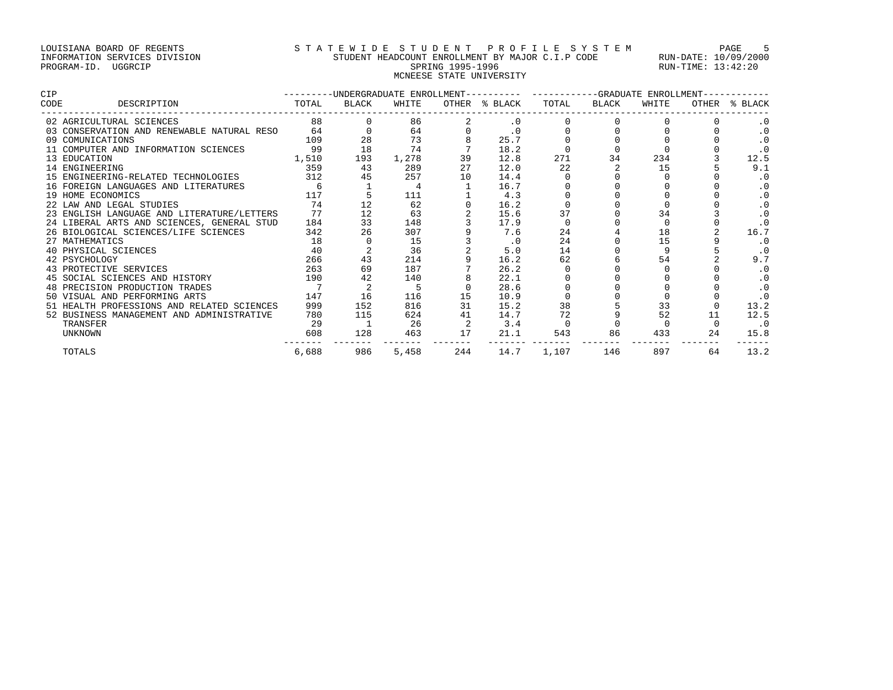LOUISIANA BOARD OF REGENTS
INFORMATION SERVICES DIVISION
PROGRAM-ID. UGGRCIP

# STATEWIDE STUDENT PROFILE SYSTEM

STUDENT HEADCOUNT ENROLLMENT BY MAJOR C.I.P CODE
SPRING 1995-1996
MCNEESE STATE UNIVERSITY

RUN-DATE: 10/09/2000
RUN-TIME: 13:42:20

| CIP CODE | DESCRIPTION | UNDERGRADUATE ENROLLMENT | | | | | GRADUATE ENROLLMENT | | | | |
|---|---|---|---|---|---|---|---|---|---|---|---|
| | | TOTAL | BLACK | WHITE | OTHER | % BLACK | TOTAL | BLACK | WHITE | OTHER | % BLACK |
| 02 | AGRICULTURAL SCIENCES | 88 | 0 | 86 | 2 | .0 | 0 | 0 | 0 | 0 | .0 |
| 03 | CONSERVATION AND RENEWABLE NATURAL RESO | 64 | 0 | 64 | 0 | .0 | 0 | 0 | 0 | 0 | .0 |
| 09 | COMUNICATIONS | 109 | 28 | 73 | 8 | 25.7 | 0 | 0 | 0 | 0 | .0 |
| 11 | COMPUTER AND INFORMATION SCIENCES | 99 | 18 | 74 | 7 | 18.2 | 0 | 0 | 0 | 0 | .0 |
| 13 | EDUCATION | 1,510 | 193 | 1,278 | 39 | 12.8 | 271 | 34 | 234 | 3 | 12.5 |
| 14 | ENGINEERING | 359 | 43 | 289 | 27 | 12.0 | 22 | 2 | 15 | 5 | 9.1 |
| 15 | ENGINEERING-RELATED TECHNOLOGIES | 312 | 45 | 257 | 10 | 14.4 | 0 | 0 | 0 | 0 | .0 |
| 16 | FOREIGN LANGUAGES AND LITERATURES | 6 | 1 | 4 | 1 | 16.7 | 0 | 0 | 0 | 0 | .0 |
| 19 | HOME ECONOMICS | 117 | 5 | 111 | 1 | 4.3 | 0 | 0 | 0 | 0 | .0 |
| 22 | LAW AND LEGAL STUDIES | 74 | 12 | 62 | 0 | 16.2 | 0 | 0 | 0 | 0 | .0 |
| 23 | ENGLISH LANGUAGE AND LITERATURE/LETTERS | 77 | 12 | 63 | 2 | 15.6 | 37 | 0 | 34 | 3 | .0 |
| 24 | LIBERAL ARTS AND SCIENCES, GENERAL STUD | 184 | 33 | 148 | 3 | 17.9 | 0 | 0 | 0 | 0 | .0 |
| 26 | BIOLOGICAL SCIENCES/LIFE SCIENCES | 342 | 26 | 307 | 9 | 7.6 | 24 | 4 | 18 | 2 | 16.7 |
| 27 | MATHEMATICS | 18 | 0 | 15 | 3 | .0 | 24 | 0 | 15 | 9 | .0 |
| 40 | PHYSICAL SCIENCES | 40 | 2 | 36 | 2 | 5.0 | 14 | 0 | 9 | 5 | .0 |
| 42 | PSYCHOLOGY | 266 | 43 | 214 | 9 | 16.2 | 62 | 6 | 54 | 2 | 9.7 |
| 43 | PROTECTIVE SERVICES | 263 | 69 | 187 | 7 | 26.2 | 0 | 0 | 0 | 0 | .0 |
| 45 | SOCIAL SCIENCES AND HISTORY | 190 | 42 | 140 | 8 | 22.1 | 0 | 0 | 0 | 0 | .0 |
| 48 | PRECISION PRODUCTION TRADES | 7 | 2 | 5 | 0 | 28.6 | 0 | 0 | 0 | 0 | .0 |
| 50 | VISUAL AND PERFORMING ARTS | 147 | 16 | 116 | 15 | 10.9 | 0 | 0 | 0 | 0 | .0 |
| 51 | HEALTH PROFESSIONS AND RELATED SCIENCES | 999 | 152 | 816 | 31 | 15.2 | 38 | 5 | 33 | 0 | 13.2 |
| 52 | BUSINESS MANAGEMENT AND ADMINISTRATIVE | 780 | 115 | 624 | 41 | 14.7 | 72 | 9 | 52 | 11 | 12.5 |
| | TRANSFER | 29 | 1 | 26 | 2 | 3.4 | 0 | 0 | 0 | 0 | .0 |
| | UNKNOWN | 608 | 128 | 463 | 17 | 21.1 | 543 | 86 | 433 | 24 | 15.8 |
| | TOTALS | 6,688 | 986 | 5,458 | 244 | 14.7 | 1,107 | 146 | 897 | 64 | 13.2 |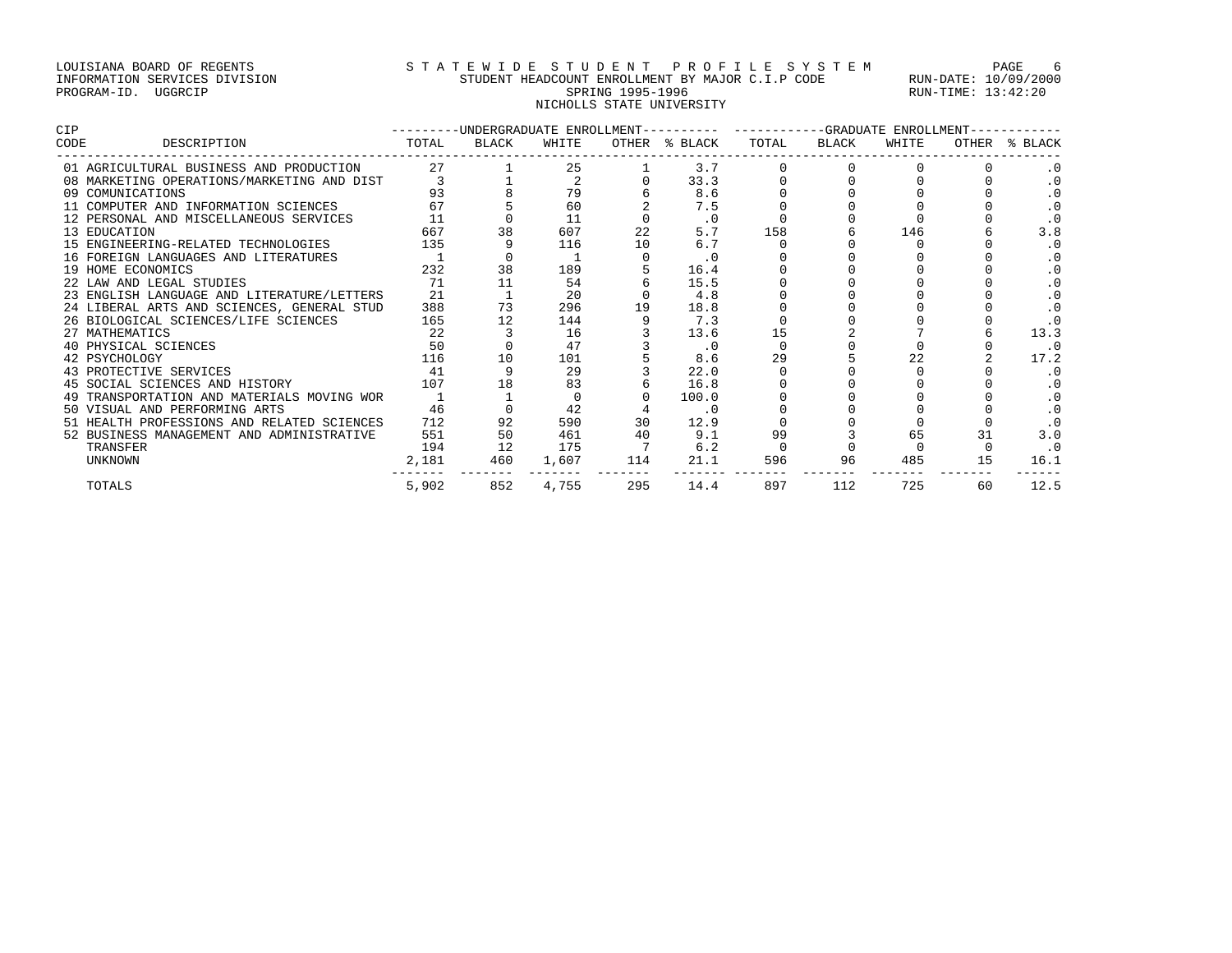LOUISIANA BOARD OF REGENTS — S T A T E W I D E   S T U D E N T   P R O F I L E   S Y S T E M
INFORMATION SERVICES DIVISION — STUDENT HEADCOUNT ENROLLMENT BY MAJOR C.I.P CODE — RUN-DATE: 10/09/2000
PROGRAM-ID. UGGRCIP — SPRING 1995-1996 — RUN-TIME: 13:42:20

NICHOLLS STATE UNIVERSITY

| CIP | | UNDERGRADUATE ENROLLMENT | | | | | GRADUATE ENROLLMENT | | | | |
|---|---|---|---|---|---|---|---|---|---|---|---|
| CODE | DESCRIPTION | TOTAL | BLACK | WHITE | OTHER | % BLACK | TOTAL | BLACK | WHITE | OTHER | % BLACK |
| 01 | AGRICULTURAL BUSINESS AND PRODUCTION | 27 | 1 | 25 | 1 | 3.7 | 0 | 0 | 0 | 0 | .0 |
| 08 | MARKETING OPERATIONS/MARKETING AND DIST | 3 | 1 | 2 | 0 | 33.3 | 0 | 0 | 0 | 0 | .0 |
| 09 | COMUNICATIONS | 93 | 8 | 79 | 6 | 8.6 | 0 | 0 | 0 | 0 | .0 |
| 11 | COMPUTER AND INFORMATION SCIENCES | 67 | 5 | 60 | 2 | 7.5 | 0 | 0 | 0 | 0 | .0 |
| 12 | PERSONAL AND MISCELLANEOUS SERVICES | 11 | 0 | 11 | 0 | .0 | 0 | 0 | 0 | 0 | .0 |
| 13 | EDUCATION | 667 | 38 | 607 | 22 | 5.7 | 158 | 6 | 146 | 6 | 3.8 |
| 15 | ENGINEERING-RELATED TECHNOLOGIES | 135 | 9 | 116 | 10 | 6.7 | 0 | 0 | 0 | 0 | .0 |
| 16 | FOREIGN LANGUAGES AND LITERATURES | 1 | 0 | 1 | 0 | .0 | 0 | 0 | 0 | 0 | .0 |
| 19 | HOME ECONOMICS | 232 | 38 | 189 | 5 | 16.4 | 0 | 0 | 0 | 0 | .0 |
| 22 | LAW AND LEGAL STUDIES | 71 | 11 | 54 | 6 | 15.5 | 0 | 0 | 0 | 0 | .0 |
| 23 | ENGLISH LANGUAGE AND LITERATURE/LETTERS | 21 | 1 | 20 | 0 | 4.8 | 0 | 0 | 0 | 0 | .0 |
| 24 | LIBERAL ARTS AND SCIENCES, GENERAL STUD | 388 | 73 | 296 | 19 | 18.8 | 0 | 0 | 0 | 0 | .0 |
| 26 | BIOLOGICAL SCIENCES/LIFE SCIENCES | 165 | 12 | 144 | 9 | 7.3 | 0 | 0 | 0 | 0 | .0 |
| 27 | MATHEMATICS | 22 | 3 | 16 | 3 | 13.6 | 15 | 2 | 7 | 6 | 13.3 |
| 40 | PHYSICAL SCIENCES | 50 | 0 | 47 | 3 | .0 | 0 | 0 | 0 | 0 | .0 |
| 42 | PSYCHOLOGY | 116 | 10 | 101 | 5 | 8.6 | 29 | 5 | 22 | 2 | 17.2 |
| 43 | PROTECTIVE SERVICES | 41 | 9 | 29 | 3 | 22.0 | 0 | 0 | 0 | 0 | .0 |
| 45 | SOCIAL SCIENCES AND HISTORY | 107 | 18 | 83 | 6 | 16.8 | 0 | 0 | 0 | 0 | .0 |
| 49 | TRANSPORTATION AND MATERIALS MOVING WOR | 1 | 1 | 0 | 0 | 100.0 | 0 | 0 | 0 | 0 | .0 |
| 50 | VISUAL AND PERFORMING ARTS | 46 | 0 | 42 | 4 | .0 | 0 | 0 | 0 | 0 | .0 |
| 51 | HEALTH PROFESSIONS AND RELATED SCIENCES | 712 | 92 | 590 | 30 | 12.9 | 0 | 0 | 0 | 0 | .0 |
| 52 | BUSINESS MANAGEMENT AND ADMINISTRATIVE | 551 | 50 | 461 | 40 | 9.1 | 99 | 3 | 65 | 31 | 3.0 |
| | TRANSFER | 194 | 12 | 175 | 7 | 6.2 | 0 | 0 | 0 | 0 | .0 |
| | UNKNOWN | 2,181 | 460 | 1,607 | 114 | 21.1 | 596 | 96 | 485 | 15 | 16.1 |
| | TOTALS | 5,902 | 852 | 4,755 | 295 | 14.4 | 897 | 112 | 725 | 60 | 12.5 |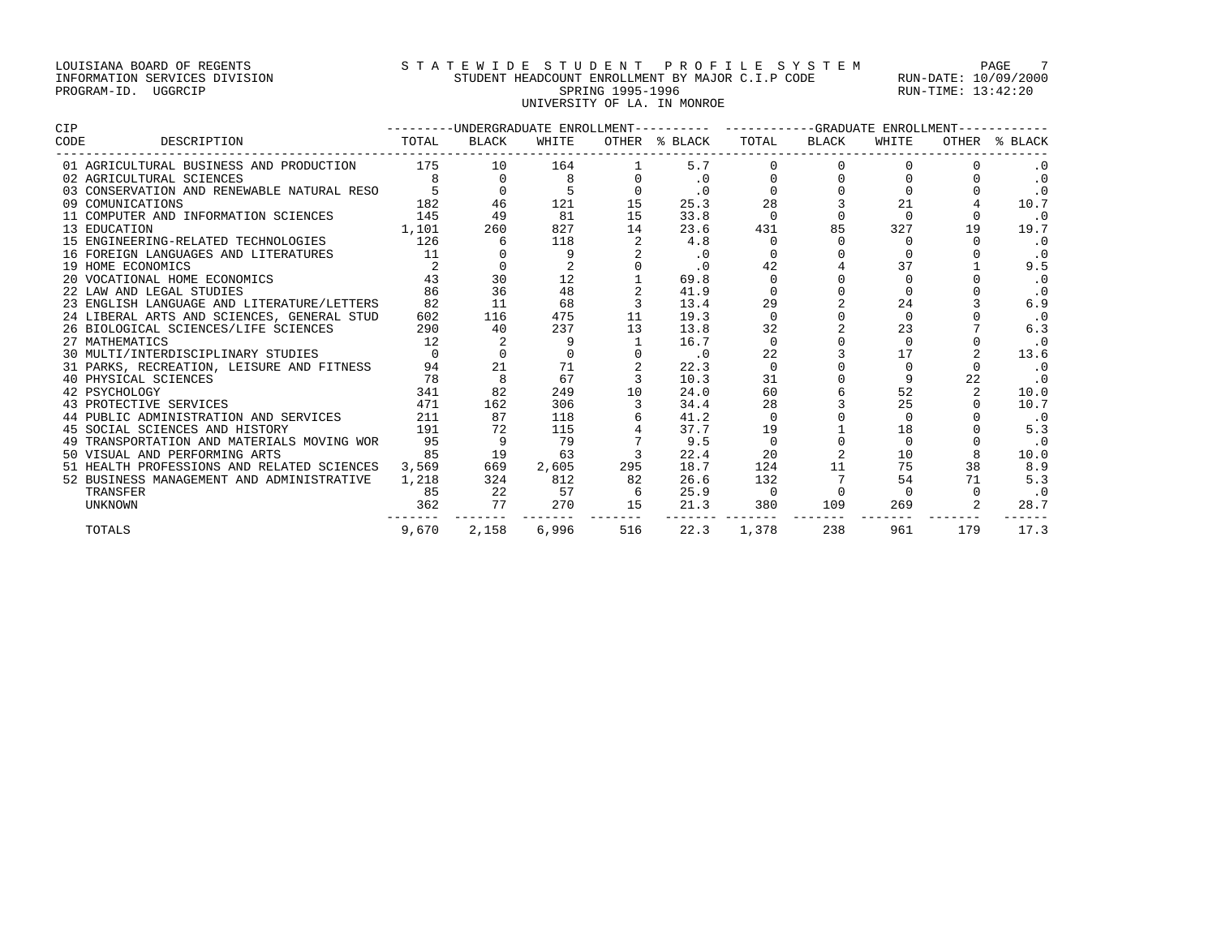LOUISIANA BOARD OF REGENTS
INFORMATION SERVICES DIVISION
PROGRAM-ID. UGGRCIP

STATEWIDE STUDENT PROFILE SYSTEM
STUDENT HEADCOUNT ENROLLMENT BY MAJOR C.I.P CODE
SPRING 1995-1996
UNIVERSITY OF LA. IN MONROE

RUN-DATE: 10/09/2000
RUN-TIME: 13:42:20

| CIP CODE | DESCRIPTION | UNDERGRADUATE ENROLLMENT TOTAL | BLACK | WHITE | OTHER | % BLACK | GRADUATE ENROLLMENT TOTAL | BLACK | WHITE | OTHER | % BLACK |
|---|---|---|---|---|---|---|---|---|---|---|---|
| 01 | AGRICULTURAL BUSINESS AND PRODUCTION | 175 | 10 | 164 | 1 | 5.7 | 0 | 0 | 0 | 0 | .0 |
| 02 | AGRICULTURAL SCIENCES | 8 | 0 | 8 | 0 | .0 | 0 | 0 | 0 | 0 | .0 |
| 03 | CONSERVATION AND RENEWABLE NATURAL RESO | 5 | 0 | 5 | 0 | .0 | 0 | 0 | 0 | 0 | .0 |
| 09 | COMUNICATIONS | 182 | 46 | 121 | 15 | 25.3 | 28 | 3 | 21 | 4 | 10.7 |
| 11 | COMPUTER AND INFORMATION SCIENCES | 145 | 49 | 81 | 15 | 33.8 | 0 | 0 | 0 | 0 | .0 |
| 13 | EDUCATION | 1,101 | 260 | 827 | 14 | 23.6 | 431 | 85 | 327 | 19 | 19.7 |
| 15 | ENGINEERING-RELATED TECHNOLOGIES | 126 | 6 | 118 | 2 | 4.8 | 0 | 0 | 0 | 0 | .0 |
| 16 | FOREIGN LANGUAGES AND LITERATURES | 11 | 0 | 9 | 2 | .0 | 0 | 0 | 0 | 0 | .0 |
| 19 | HOME ECONOMICS | 2 | 0 | 2 | 0 | .0 | 42 | 4 | 37 | 1 | 9.5 |
| 20 | VOCATIONAL HOME ECONOMICS | 43 | 30 | 12 | 1 | 69.8 | 0 | 0 | 0 | 0 | .0 |
| 22 | LAW AND LEGAL STUDIES | 86 | 36 | 48 | 2 | 41.9 | 0 | 0 | 0 | 0 | .0 |
| 23 | ENGLISH LANGUAGE AND LITERATURE/LETTERS | 82 | 11 | 68 | 3 | 13.4 | 29 | 2 | 24 | 3 | 6.9 |
| 24 | LIBERAL ARTS AND SCIENCES, GENERAL STUD | 602 | 116 | 475 | 11 | 19.3 | 0 | 0 | 0 | 0 | .0 |
| 26 | BIOLOGICAL SCIENCES/LIFE SCIENCES | 290 | 40 | 237 | 13 | 13.8 | 32 | 2 | 23 | 7 | 6.3 |
| 27 | MATHEMATICS | 12 | 2 | 9 | 1 | 16.7 | 0 | 0 | 0 | 0 | .0 |
| 30 | MULTI/INTERDISCIPLINARY STUDIES | 0 | 0 | 0 | 0 | .0 | 22 | 3 | 17 | 2 | 13.6 |
| 31 | PARKS, RECREATION, LEISURE AND FITNESS | 94 | 21 | 71 | 2 | 22.3 | 0 | 0 | 0 | 0 | .0 |
| 40 | PHYSICAL SCIENCES | 78 | 8 | 67 | 3 | 10.3 | 31 | 0 | 9 | 22 | .0 |
| 42 | PSYCHOLOGY | 341 | 82 | 249 | 10 | 24.0 | 60 | 6 | 52 | 2 | 10.0 |
| 43 | PROTECTIVE SERVICES | 471 | 162 | 306 | 3 | 34.4 | 28 | 3 | 25 | 0 | 10.7 |
| 44 | PUBLIC ADMINISTRATION AND SERVICES | 211 | 87 | 118 | 6 | 41.2 | 0 | 0 | 0 | 0 | .0 |
| 45 | SOCIAL SCIENCES AND HISTORY | 191 | 72 | 115 | 4 | 37.7 | 19 | 1 | 18 | 0 | 5.3 |
| 49 | TRANSPORTATION AND MATERIALS MOVING WOR | 95 | 9 | 79 | 7 | 9.5 | 0 | 0 | 0 | 0 | .0 |
| 50 | VISUAL AND PERFORMING ARTS | 85 | 19 | 63 | 3 | 22.4 | 20 | 2 | 10 | 8 | 10.0 |
| 51 | HEALTH PROFESSIONS AND RELATED SCIENCES | 3,569 | 669 | 2,605 | 295 | 18.7 | 124 | 11 | 75 | 38 | 8.9 |
| 52 | BUSINESS MANAGEMENT AND ADMINISTRATIVE | 1,218 | 324 | 812 | 82 | 26.6 | 132 | 7 | 54 | 71 | 5.3 |
| | TRANSFER | 85 | 22 | 57 | 6 | 25.9 | 0 | 0 | 0 | 0 | .0 |
| | UNKNOWN | 362 | 77 | 270 | 15 | 21.3 | 380 | 109 | 269 | 2 | 28.7 |
| | TOTALS | 9,670 | 2,158 | 6,996 | 516 | 22.3 | 1,378 | 238 | 961 | 179 | 17.3 |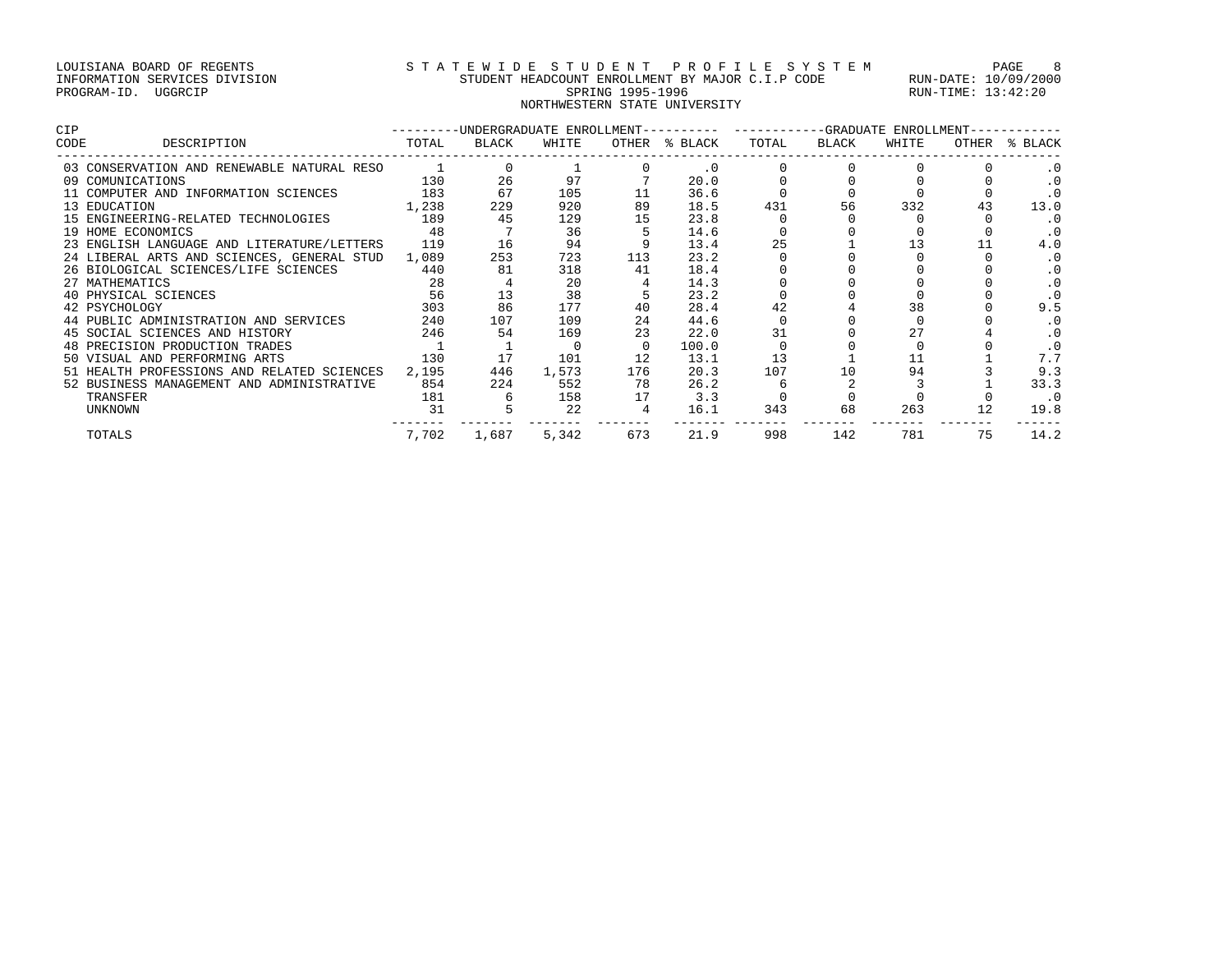LOUISIANA BOARD OF REGENTS
INFORMATION SERVICES DIVISION
PROGRAM-ID. UGGRCIP

STATEWIDE STUDENT PROFILE SYSTEM
STUDENT HEADCOUNT ENROLLMENT BY MAJOR C.I.P CODE
SPRING 1995-1996
NORTHWESTERN STATE UNIVERSITY

RUN-DATE: 10/09/2000
RUN-TIME: 13:42:20

| CIP CODE | DESCRIPTION | UNDERGRADUATE ENROLLMENT TOTAL | BLACK | WHITE | OTHER | % BLACK | GRADUATE ENROLLMENT TOTAL | BLACK | WHITE | OTHER | % BLACK |
|---|---|---|---|---|---|---|---|---|---|---|---|
| 03 | CONSERVATION AND RENEWABLE NATURAL RESO | 1 | 0 | 1 | 0 | .0 | 0 | 0 | 0 | 0 | .0 |
| 09 | COMUNICATIONS | 130 | 26 | 97 | 7 | 20.0 | 0 | 0 | 0 | 0 | .0 |
| 11 | COMPUTER AND INFORMATION SCIENCES | 183 | 67 | 105 | 11 | 36.6 | 0 | 0 | 0 | 0 | .0 |
| 13 | EDUCATION | 1,238 | 229 | 920 | 89 | 18.5 | 431 | 56 | 332 | 43 | 13.0 |
| 15 | ENGINEERING-RELATED TECHNOLOGIES | 189 | 45 | 129 | 15 | 23.8 | 0 | 0 | 0 | 0 | .0 |
| 19 | HOME ECONOMICS | 48 | 7 | 36 | 5 | 14.6 | 0 | 0 | 0 | 0 | .0 |
| 23 | ENGLISH LANGUAGE AND LITERATURE/LETTERS | 119 | 16 | 94 | 9 | 13.4 | 25 | 1 | 13 | 11 | 4.0 |
| 24 | LIBERAL ARTS AND SCIENCES, GENERAL STUD | 1,089 | 253 | 723 | 113 | 23.2 | 0 | 0 | 0 | 0 | .0 |
| 26 | BIOLOGICAL SCIENCES/LIFE SCIENCES | 440 | 81 | 318 | 41 | 18.4 | 0 | 0 | 0 | 0 | .0 |
| 27 | MATHEMATICS | 28 | 4 | 20 | 4 | 14.3 | 0 | 0 | 0 | 0 | .0 |
| 40 | PHYSICAL SCIENCES | 56 | 13 | 38 | 5 | 23.2 | 0 | 0 | 0 | 0 | .0 |
| 42 | PSYCHOLOGY | 303 | 86 | 177 | 40 | 28.4 | 42 | 4 | 38 | 0 | 9.5 |
| 44 | PUBLIC ADMINISTRATION AND SERVICES | 240 | 107 | 109 | 24 | 44.6 | 0 | 0 | 0 | 0 | .0 |
| 45 | SOCIAL SCIENCES AND HISTORY | 246 | 54 | 169 | 23 | 22.0 | 31 | 0 | 27 | 4 | .0 |
| 48 | PRECISION PRODUCTION TRADES | 1 | 1 | 0 | 0 | 100.0 | 0 | 0 | 0 | 0 | .0 |
| 50 | VISUAL AND PERFORMING ARTS | 130 | 17 | 101 | 12 | 13.1 | 13 | 1 | 11 | 1 | 7.7 |
| 51 | HEALTH PROFESSIONS AND RELATED SCIENCES | 2,195 | 446 | 1,573 | 176 | 20.3 | 107 | 10 | 94 | 3 | 9.3 |
| 52 | BUSINESS MANAGEMENT AND ADMINISTRATIVE | 854 | 224 | 552 | 78 | 26.2 | 6 | 2 | 3 | 1 | 33.3 |
| | TRANSFER | 181 | 6 | 158 | 17 | 3.3 | 0 | 0 | 0 | 0 | .0 |
| | UNKNOWN | 31 | 5 | 22 | 4 | 16.1 | 343 | 68 | 263 | 12 | 19.8 |
| | TOTALS | 7,702 | 1,687 | 5,342 | 673 | 21.9 | 998 | 142 | 781 | 75 | 14.2 |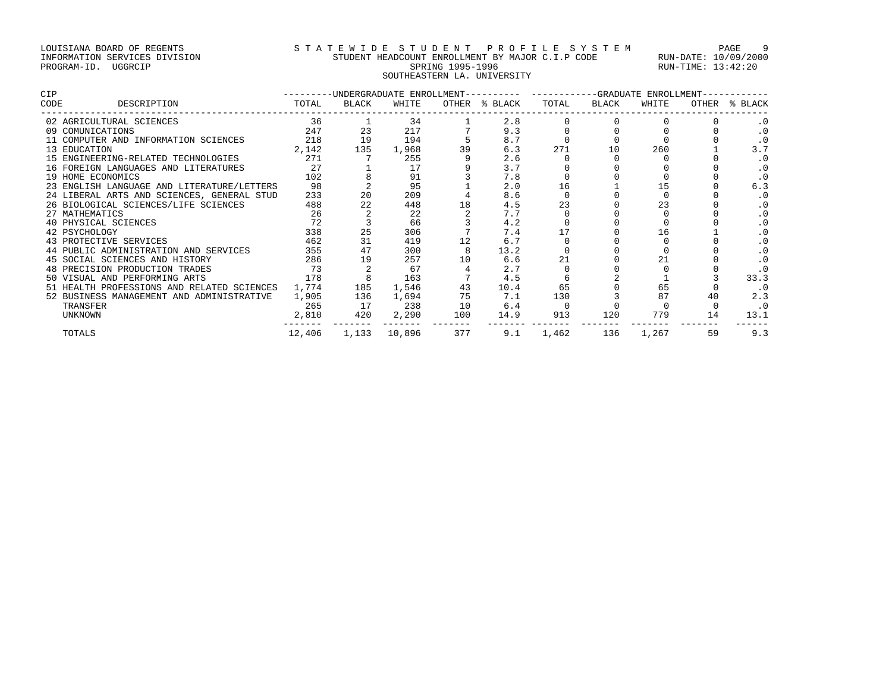LOUISIANA BOARD OF REGENTS
INFORMATION SERVICES DIVISION
PROGRAM-ID. UGGRCIP

STATEWIDE STUDENT PROFILE SYSTEM
STUDENT HEADCOUNT ENROLLMENT BY MAJOR C.I.P CODE
SPRING 1995-1996
SOUTHEASTERN LA. UNIVERSITY

RUN-DATE: 10/09/2000
RUN-TIME: 13:42:20

| CIP CODE | DESCRIPTION | UNDERGRADUATE ENROLLMENT TOTAL | BLACK | WHITE | OTHER | % BLACK | GRADUATE ENROLLMENT TOTAL | BLACK | WHITE | OTHER | % BLACK |
|---|---|---|---|---|---|---|---|---|---|---|---|
| 02 | AGRICULTURAL SCIENCES | 36 | 1 | 34 | 1 | 2.8 | 0 | 0 | 0 | 0 | .0 |
| 09 | COMUNICATIONS | 247 | 23 | 217 | 7 | 9.3 | 0 | 0 | 0 | 0 | .0 |
| 11 | COMPUTER AND INFORMATION SCIENCES | 218 | 19 | 194 | 5 | 8.7 | 0 | 0 | 0 | 0 | .0 |
| 13 | EDUCATION | 2,142 | 135 | 1,968 | 39 | 6.3 | 271 | 10 | 260 | 1 | 3.7 |
| 15 | ENGINEERING-RELATED TECHNOLOGIES | 271 | 7 | 255 | 9 | 2.6 | 0 | 0 | 0 | 0 | .0 |
| 16 | FOREIGN LANGUAGES AND LITERATURES | 27 | 1 | 17 | 9 | 3.7 | 0 | 0 | 0 | 0 | .0 |
| 19 | HOME ECONOMICS | 102 | 8 | 91 | 3 | 7.8 | 0 | 0 | 0 | 0 | .0 |
| 23 | ENGLISH LANGUAGE AND LITERATURE/LETTERS | 98 | 2 | 95 | 1 | 2.0 | 16 | 1 | 15 | 0 | 6.3 |
| 24 | LIBERAL ARTS AND SCIENCES, GENERAL STUD | 233 | 20 | 209 | 4 | 8.6 | 0 | 0 | 0 | 0 | .0 |
| 26 | BIOLOGICAL SCIENCES/LIFE SCIENCES | 488 | 22 | 448 | 18 | 4.5 | 23 | 0 | 23 | 0 | .0 |
| 27 | MATHEMATICS | 26 | 2 | 22 | 2 | 7.7 | 0 | 0 | 0 | 0 | .0 |
| 40 | PHYSICAL SCIENCES | 72 | 3 | 66 | 3 | 4.2 | 0 | 0 | 0 | 0 | .0 |
| 42 | PSYCHOLOGY | 338 | 25 | 306 | 7 | 7.4 | 17 | 0 | 16 | 1 | .0 |
| 43 | PROTECTIVE SERVICES | 462 | 31 | 419 | 12 | 6.7 | 0 | 0 | 0 | 0 | .0 |
| 44 | PUBLIC ADMINISTRATION AND SERVICES | 355 | 47 | 300 | 8 | 13.2 | 0 | 0 | 0 | 0 | .0 |
| 45 | SOCIAL SCIENCES AND HISTORY | 286 | 19 | 257 | 10 | 6.6 | 21 | 0 | 21 | 0 | .0 |
| 48 | PRECISION PRODUCTION TRADES | 73 | 2 | 67 | 4 | 2.7 | 0 | 0 | 0 | 0 | .0 |
| 50 | VISUAL AND PERFORMING ARTS | 178 | 8 | 163 | 7 | 4.5 | 6 | 2 | 1 | 3 | 33.3 |
| 51 | HEALTH PROFESSIONS AND RELATED SCIENCES | 1,774 | 185 | 1,546 | 43 | 10.4 | 65 | 0 | 65 | 0 | .0 |
| 52 | BUSINESS MANAGEMENT AND ADMINISTRATIVE | 1,905 | 136 | 1,694 | 75 | 7.1 | 130 | 3 | 87 | 40 | 2.3 |
| | TRANSFER | 265 | 17 | 238 | 10 | 6.4 | 0 | 0 | 0 | 0 | .0 |
| | UNKNOWN | 2,810 | 420 | 2,290 | 100 | 14.9 | 913 | 120 | 779 | 14 | 13.1 |
| | TOTALS | 12,406 | 1,133 | 10,896 | 377 | 9.1 | 1,462 | 136 | 1,267 | 59 | 9.3 |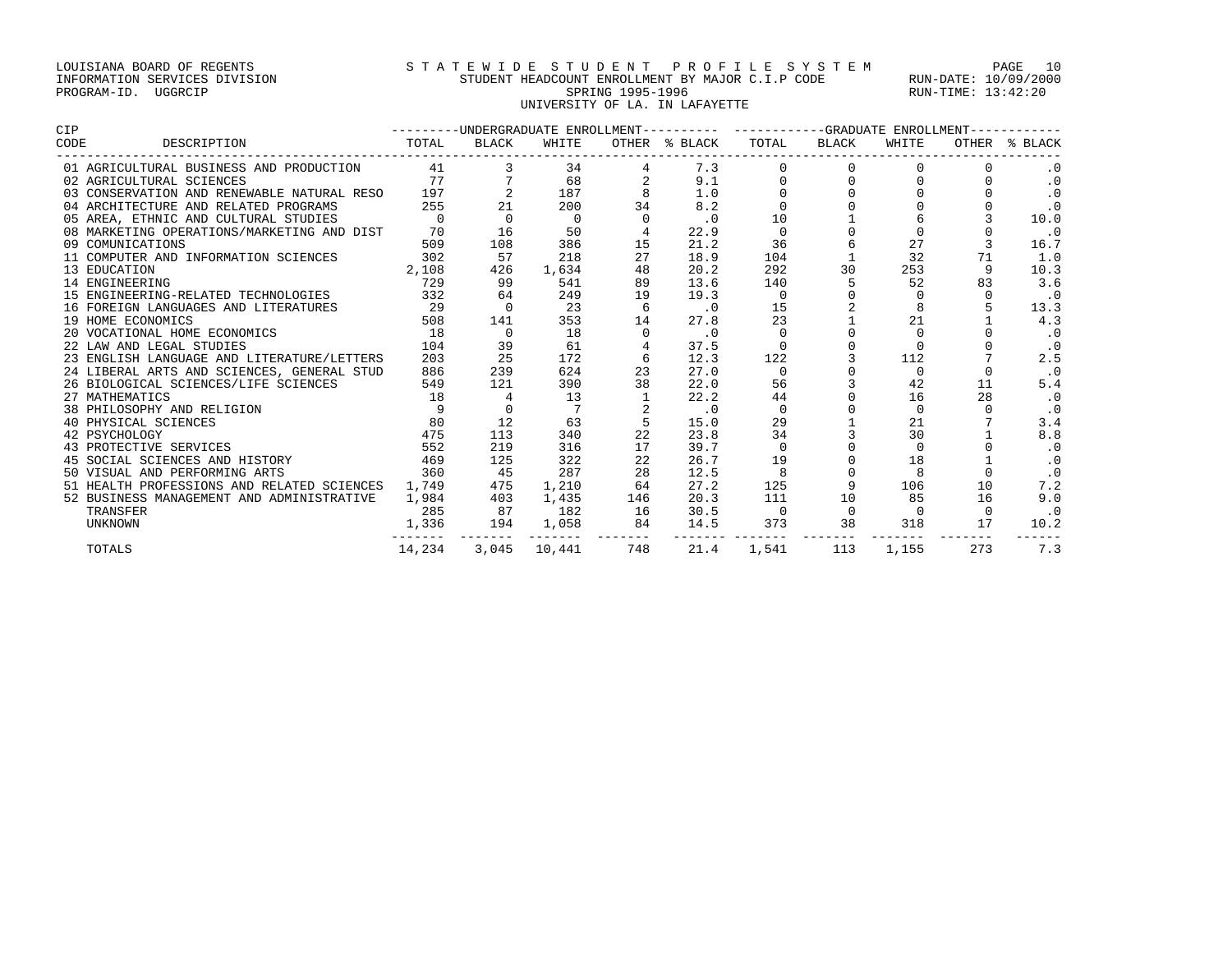LOUISIANA BOARD OF REGENTS
INFORMATION SERVICES DIVISION
PROGRAM-ID. UGGRCIP

STATEWIDE STUDENT PROFILE SYSTEM
STUDENT HEADCOUNT ENROLLMENT BY MAJOR C.I.P CODE
SPRING 1995-1996
UNIVERSITY OF LA. IN LAFAYETTE

RUN-DATE: 10/09/2000
RUN-TIME: 13:42:20

| CIP CODE | DESCRIPTION | UNDERGRADUATE ENROLLMENT TOTAL | BLACK | WHITE | OTHER | % BLACK | GRADUATE ENROLLMENT TOTAL | BLACK | WHITE | OTHER | % BLACK |
|---|---|---|---|---|---|---|---|---|---|---|---|
| 01 | AGRICULTURAL BUSINESS AND PRODUCTION | 41 | 3 | 34 | 4 | 7.3 | 0 | 0 | 0 | 0 | .0 |
| 02 | AGRICULTURAL SCIENCES | 77 | 7 | 68 | 2 | 9.1 | 0 | 0 | 0 | 0 | .0 |
| 03 | CONSERVATION AND RENEWABLE NATURAL RESO | 197 | 2 | 187 | 8 | 1.0 | 0 | 0 | 0 | 0 | .0 |
| 04 | ARCHITECTURE AND RELATED PROGRAMS | 255 | 21 | 200 | 34 | 8.2 | 0 | 0 | 0 | 0 | .0 |
| 05 | AREA, ETHNIC AND CULTURAL STUDIES | 0 | 0 | 0 | 0 | .0 | 10 | 1 | 6 | 3 | 10.0 |
| 08 | MARKETING OPERATIONS/MARKETING AND DIST | 70 | 16 | 50 | 4 | 22.9 | 0 | 0 | 0 | 0 | .0 |
| 09 | COMUNICATIONS | 509 | 108 | 386 | 15 | 21.2 | 36 | 6 | 27 | 3 | 16.7 |
| 11 | COMPUTER AND INFORMATION SCIENCES | 302 | 57 | 218 | 27 | 18.9 | 104 | 1 | 32 | 71 | 1.0 |
| 13 | EDUCATION | 2,108 | 426 | 1,634 | 48 | 20.2 | 292 | 30 | 253 | 9 | 10.3 |
| 14 | ENGINEERING | 729 | 99 | 541 | 89 | 13.6 | 140 | 5 | 52 | 83 | 3.6 |
| 15 | ENGINEERING-RELATED TECHNOLOGIES | 332 | 64 | 249 | 19 | 19.3 | 0 | 0 | 0 | 0 | .0 |
| 16 | FOREIGN LANGUAGES AND LITERATURES | 29 | 0 | 23 | 6 | .0 | 15 | 2 | 8 | 5 | 13.3 |
| 19 | HOME ECONOMICS | 508 | 141 | 353 | 14 | 27.8 | 23 | 1 | 21 | 1 | 4.3 |
| 20 | VOCATIONAL HOME ECONOMICS | 18 | 0 | 18 | 0 | .0 | 0 | 0 | 0 | 0 | .0 |
| 22 | LAW AND LEGAL STUDIES | 104 | 39 | 61 | 4 | 37.5 | 0 | 0 | 0 | 0 | .0 |
| 23 | ENGLISH LANGUAGE AND LITERATURE/LETTERS | 203 | 25 | 172 | 6 | 12.3 | 122 | 3 | 112 | 7 | 2.5 |
| 24 | LIBERAL ARTS AND SCIENCES, GENERAL STUD | 886 | 239 | 624 | 23 | 27.0 | 0 | 0 | 0 | 0 | .0 |
| 26 | BIOLOGICAL SCIENCES/LIFE SCIENCES | 549 | 121 | 390 | 38 | 22.0 | 56 | 3 | 42 | 11 | 5.4 |
| 27 | MATHEMATICS | 18 | 4 | 13 | 1 | 22.2 | 44 | 0 | 16 | 28 | .0 |
| 38 | PHILOSOPHY AND RELIGION | 9 | 0 | 7 | 2 | .0 | 0 | 0 | 0 | 0 | .0 |
| 40 | PHYSICAL SCIENCES | 80 | 12 | 63 | 5 | 15.0 | 29 | 1 | 21 | 7 | 3.4 |
| 42 | PSYCHOLOGY | 475 | 113 | 340 | 22 | 23.8 | 34 | 3 | 30 | 1 | 8.8 |
| 43 | PROTECTIVE SERVICES | 552 | 219 | 316 | 17 | 39.7 | 0 | 0 | 0 | 0 | .0 |
| 45 | SOCIAL SCIENCES AND HISTORY | 469 | 125 | 322 | 22 | 26.7 | 19 | 0 | 18 | 1 | .0 |
| 50 | VISUAL AND PERFORMING ARTS | 360 | 45 | 287 | 28 | 12.5 | 8 | 0 | 8 | 0 | .0 |
| 51 | HEALTH PROFESSIONS AND RELATED SCIENCES | 1,749 | 475 | 1,210 | 64 | 27.2 | 125 | 9 | 106 | 10 | 7.2 |
| 52 | BUSINESS MANAGEMENT AND ADMINISTRATIVE | 1,984 | 403 | 1,435 | 146 | 20.3 | 111 | 10 | 85 | 16 | 9.0 |
| | TRANSFER | 285 | 87 | 182 | 16 | 30.5 | 0 | 0 | 0 | 0 | .0 |
| | UNKNOWN | 1,336 | 194 | 1,058 | 84 | 14.5 | 373 | 38 | 318 | 17 | 10.2 |
| | TOTALS | 14,234 | 3,045 | 10,441 | 748 | 21.4 | 1,541 | 113 | 1,155 | 273 | 7.3 |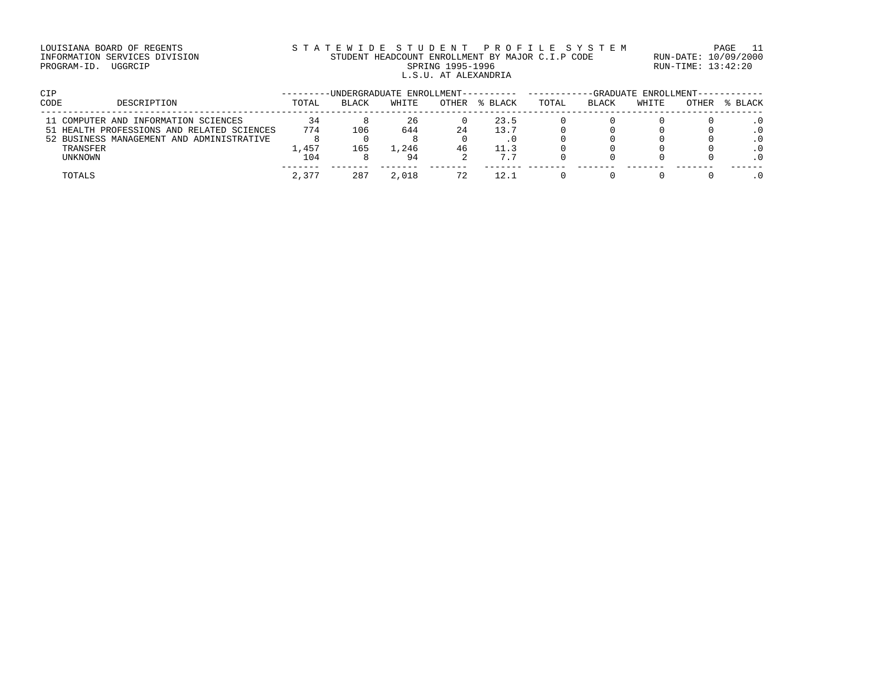LOUISIANA BOARD OF REGENTS
INFORMATION SERVICES DIVISION
PROGRAM-ID. UGGRCIP

STATEWIDE STUDENT PROFILE SYSTEM
STUDENT HEADCOUNT ENROLLMENT BY MAJOR C.I.P CODE
SPRING 1995-1996
L.S.U. AT ALEXANDRIA

RUN-DATE: 10/09/2000
RUN-TIME: 13:42:20

| CIP CODE | DESCRIPTION | UNDERGRADUATE ENROLLMENT | | | | | GRADUATE ENROLLMENT | | | | |
|---|---|---|---|---|---|---|---|---|---|---|---|
| | | TOTAL | BLACK | WHITE | OTHER | % BLACK | TOTAL | BLACK | WHITE | OTHER | % BLACK |
| 11 | COMPUTER AND INFORMATION SCIENCES | 34 | 8 | 26 | 0 | 23.5 | 0 | 0 | 0 | 0 | .0 |
| 51 | HEALTH PROFESSIONS AND RELATED SCIENCES | 774 | 106 | 644 | 24 | 13.7 | 0 | 0 | 0 | 0 | .0 |
| 52 | BUSINESS MANAGEMENT AND ADMINISTRATIVE | 8 | 0 | 8 | 0 | .0 | 0 | 0 | 0 | 0 | .0 |
| | TRANSFER | 1,457 | 165 | 1,246 | 46 | 11.3 | 0 | 0 | 0 | 0 | .0 |
| | UNKNOWN | 104 | 8 | 94 | 2 | 7.7 | 0 | 0 | 0 | 0 | .0 |
| | TOTALS | 2,377 | 287 | 2,018 | 72 | 12.1 | 0 | 0 | 0 | 0 | .0 |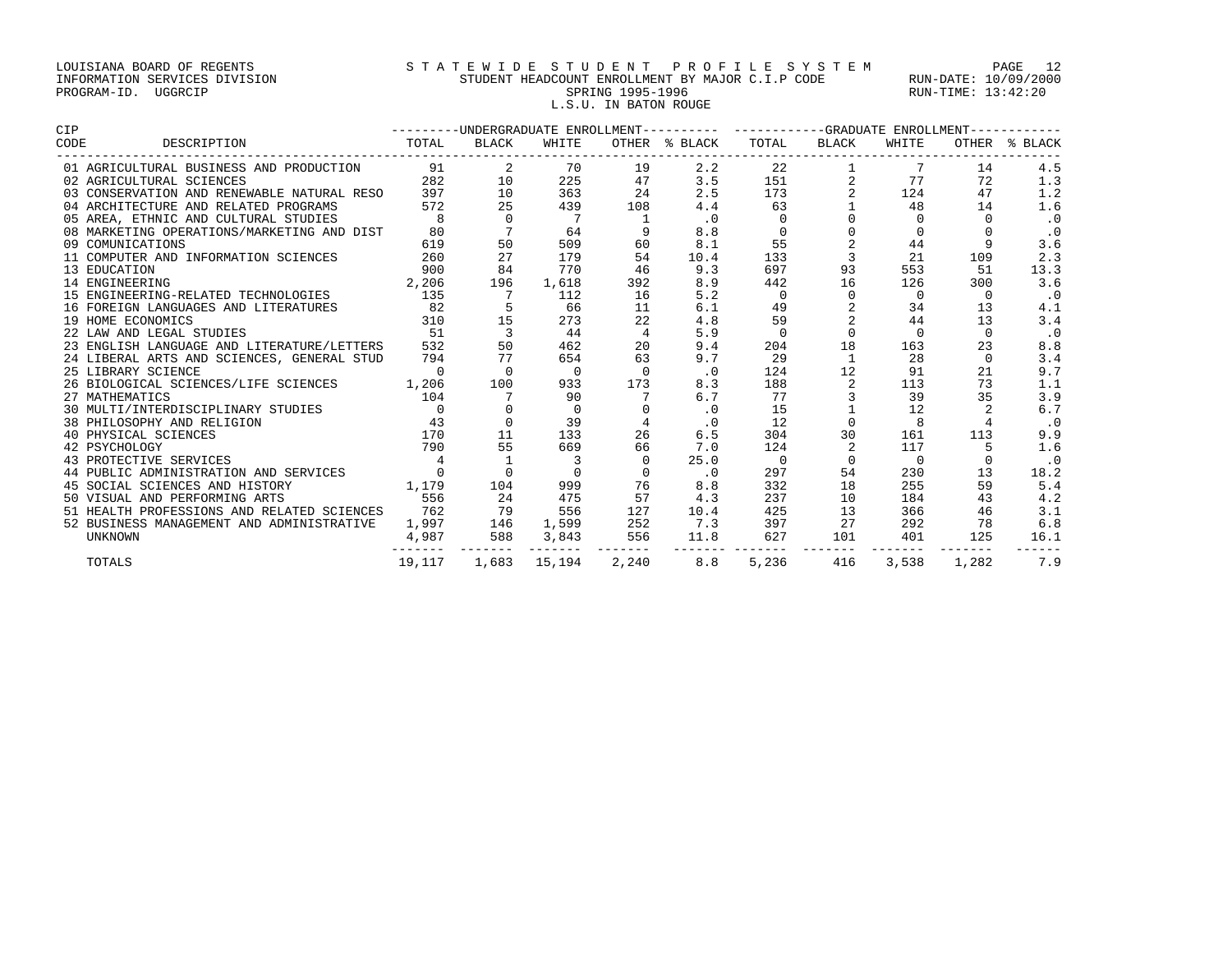LOUISIANA BOARD OF REGENTS
INFORMATION SERVICES DIVISION
PROGRAM-ID. UGGRCIP

STATEWIDE STUDENT PROFILE SYSTEM
STUDENT HEADCOUNT ENROLLMENT BY MAJOR C.I.P CODE
SPRING 1995-1996
L.S.U. IN BATON ROUGE

RUN-DATE: 10/09/2000
RUN-TIME: 13:42:20

| CIP CODE | DESCRIPTION | UNDERGRADUATE ENROLLMENT TOTAL | BLACK | WHITE | OTHER | % BLACK | GRADUATE ENROLLMENT TOTAL | BLACK | WHITE | OTHER | % BLACK |
|---|---|---|---|---|---|---|---|---|---|---|---|
| 01 | AGRICULTURAL BUSINESS AND PRODUCTION | 91 | 2 | 70 | 19 | 2.2 | 22 | 1 | 7 | 14 | 4.5 |
| 02 | AGRICULTURAL SCIENCES | 282 | 10 | 225 | 47 | 3.5 | 151 | 2 | 77 | 72 | 1.3 |
| 03 | CONSERVATION AND RENEWABLE NATURAL RESO | 397 | 10 | 363 | 24 | 2.5 | 173 | 2 | 124 | 47 | 1.2 |
| 04 | ARCHITECTURE AND RELATED PROGRAMS | 572 | 25 | 439 | 108 | 4.4 | 63 | 1 | 48 | 14 | 1.6 |
| 05 | AREA, ETHNIC AND CULTURAL STUDIES | 8 | 0 | 7 | 1 | .0 | 0 | 0 | 0 | 0 | .0 |
| 08 | MARKETING OPERATIONS/MARKETING AND DIST | 80 | 7 | 64 | 9 | 8.8 | 0 | 0 | 0 | 0 | .0 |
| 09 | COMUNICATIONS | 619 | 50 | 509 | 60 | 8.1 | 55 | 2 | 44 | 9 | 3.6 |
| 11 | COMPUTER AND INFORMATION SCIENCES | 260 | 27 | 179 | 54 | 10.4 | 133 | 3 | 21 | 109 | 2.3 |
| 13 | EDUCATION | 900 | 84 | 770 | 46 | 9.3 | 697 | 93 | 553 | 51 | 13.3 |
| 14 | ENGINEERING | 2,206 | 196 | 1,618 | 392 | 8.9 | 442 | 16 | 126 | 300 | 3.6 |
| 15 | ENGINEERING-RELATED TECHNOLOGIES | 135 | 7 | 112 | 16 | 5.2 | 0 | 0 | 0 | 0 | .0 |
| 16 | FOREIGN LANGUAGES AND LITERATURES | 82 | 5 | 66 | 11 | 6.1 | 49 | 2 | 34 | 13 | 4.1 |
| 19 | HOME ECONOMICS | 310 | 15 | 273 | 22 | 4.8 | 59 | 2 | 44 | 13 | 3.4 |
| 22 | LAW AND LEGAL STUDIES | 51 | 3 | 44 | 4 | 5.9 | 0 | 0 | 0 | 0 | .0 |
| 23 | ENGLISH LANGUAGE AND LITERATURE/LETTERS | 532 | 50 | 462 | 20 | 9.4 | 204 | 18 | 163 | 23 | 8.8 |
| 24 | LIBERAL ARTS AND SCIENCES, GENERAL STUD | 794 | 77 | 654 | 63 | 9.7 | 29 | 1 | 28 | 0 | 3.4 |
| 25 | LIBRARY SCIENCE | 0 | 0 | 0 | 0 | .0 | 124 | 12 | 91 | 21 | 9.7 |
| 26 | BIOLOGICAL SCIENCES/LIFE SCIENCES | 1,206 | 100 | 933 | 173 | 8.3 | 188 | 2 | 113 | 73 | 1.1 |
| 27 | MATHEMATICS | 104 | 7 | 90 | 7 | 6.7 | 77 | 3 | 39 | 35 | 3.9 |
| 30 | MULTI/INTERDISCIPLINARY STUDIES | 0 | 0 | 0 | 0 | .0 | 15 | 1 | 12 | 2 | 6.7 |
| 38 | PHILOSOPHY AND RELIGION | 43 | 0 | 39 | 4 | .0 | 12 | 0 | 8 | 4 | .0 |
| 40 | PHYSICAL SCIENCES | 170 | 11 | 133 | 26 | 6.5 | 304 | 30 | 161 | 113 | 9.9 |
| 42 | PSYCHOLOGY | 790 | 55 | 669 | 66 | 7.0 | 124 | 2 | 117 | 5 | 1.6 |
| 43 | PROTECTIVE SERVICES | 4 | 1 | 3 | 0 | 25.0 | 0 | 0 | 0 | 0 | .0 |
| 44 | PUBLIC ADMINISTRATION AND SERVICES | 0 | 0 | 0 | 0 | .0 | 297 | 54 | 230 | 13 | 18.2 |
| 45 | SOCIAL SCIENCES AND HISTORY | 1,179 | 104 | 999 | 76 | 8.8 | 332 | 18 | 255 | 59 | 5.4 |
| 50 | VISUAL AND PERFORMING ARTS | 556 | 24 | 475 | 57 | 4.3 | 237 | 10 | 184 | 43 | 4.2 |
| 51 | HEALTH PROFESSIONS AND RELATED SCIENCES | 762 | 79 | 556 | 127 | 10.4 | 425 | 13 | 366 | 46 | 3.1 |
| 52 | BUSINESS MANAGEMENT AND ADMINISTRATIVE | 1,997 | 146 | 1,599 | 252 | 7.3 | 397 | 27 | 292 | 78 | 6.8 |
| | UNKNOWN | 4,987 | 588 | 3,843 | 556 | 11.8 | 627 | 101 | 401 | 125 | 16.1 |
| | TOTALS | 19,117 | 1,683 | 15,194 | 2,240 | 8.8 | 5,236 | 416 | 3,538 | 1,282 | 7.9 |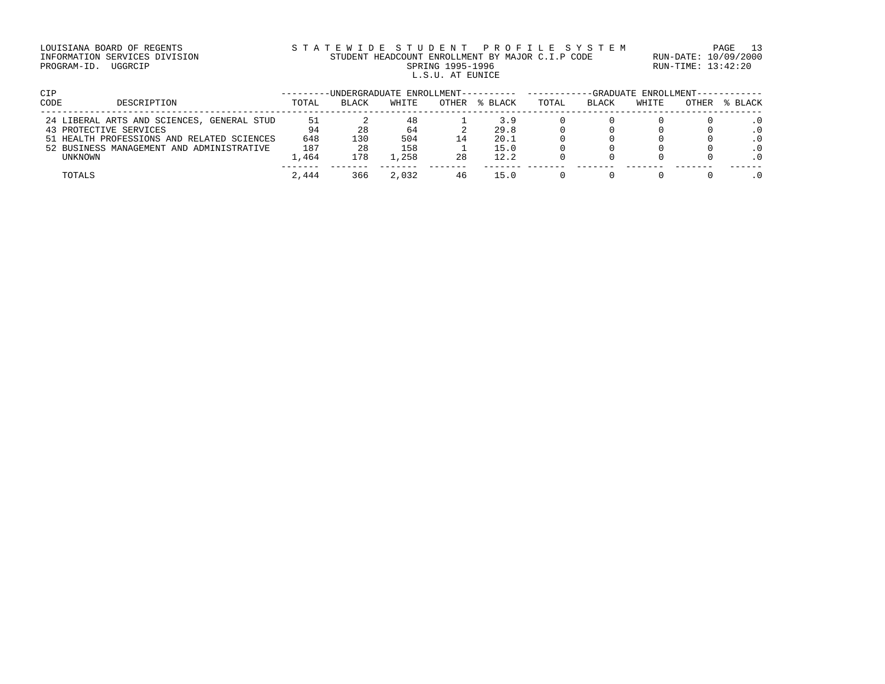LOUISIANA BOARD OF REGENTS
INFORMATION SERVICES DIVISION
PROGRAM-ID. UGGRCIP

S T A T E W I D E S T U D E N T P R O F I L E S Y S T E M
STUDENT HEADCOUNT ENROLLMENT BY MAJOR C.I.P CODE
SPRING 1995-1996
L.S.U. AT EUNICE

RUN-DATE: 10/09/2000
RUN-TIME: 13:42:20

| CIP CODE | DESCRIPTION | UNDERGRADUATE ENROLLMENT | | | | | GRADUATE ENROLLMENT | | | | |
|---|---|---|---|---|---|---|---|---|---|---|---|
| | | TOTAL | BLACK | WHITE | OTHER | % BLACK | TOTAL | BLACK | WHITE | OTHER | % BLACK |
| 24 | LIBERAL ARTS AND SCIENCES, GENERAL STUD | 51 | 2 | 48 | 1 | 3.9 | 0 | 0 | 0 | 0 | .0 |
| 43 | PROTECTIVE SERVICES | 94 | 28 | 64 | 2 | 29.8 | 0 | 0 | 0 | 0 | .0 |
| 51 | HEALTH PROFESSIONS AND RELATED SCIENCES | 648 | 130 | 504 | 14 | 20.1 | 0 | 0 | 0 | 0 | .0 |
| 52 | BUSINESS MANAGEMENT AND ADMINISTRATIVE | 187 | 28 | 158 | 1 | 15.0 | 0 | 0 | 0 | 0 | .0 |
| | UNKNOWN | 1,464 | 178 | 1,258 | 28 | 12.2 | 0 | 0 | 0 | 0 | .0 |
| | TOTALS | 2,444 | 366 | 2,032 | 46 | 15.0 | 0 | 0 | 0 | 0 | .0 |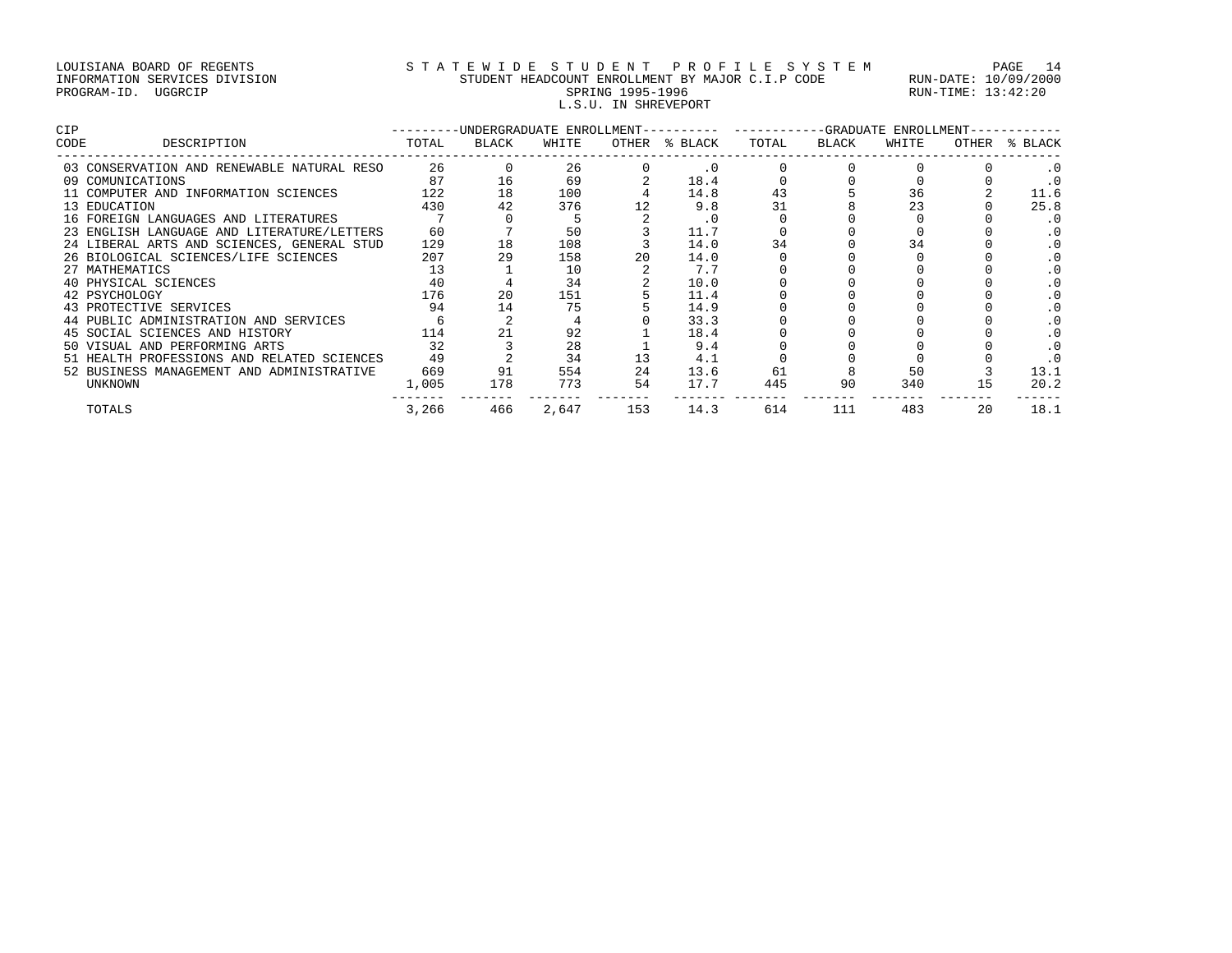LOUISIANA BOARD OF REGENTS
INFORMATION SERVICES DIVISION
PROGRAM-ID. UGGRCIP

STATEWIDE STUDENT PROFILE SYSTEM
STUDENT HEADCOUNT ENROLLMENT BY MAJOR C.I.P CODE
SPRING 1995-1996
L.S.U. IN SHREVEPORT

RUN-DATE: 10/09/2000
RUN-TIME: 13:42:20

| CIP CODE | DESCRIPTION | UNDERGRADUATE ENROLLMENT | | | | | GRADUATE ENROLLMENT | | | | |
|---|---|---|---|---|---|---|---|---|---|---|---|
| | | TOTAL | BLACK | WHITE | OTHER | % BLACK | TOTAL | BLACK | WHITE | OTHER | % BLACK |
| 03 | CONSERVATION AND RENEWABLE NATURAL RESO | 26 | 0 | 26 | 0 | .0 | 0 | 0 | 0 | 0 | .0 |
| 09 | COMUNICATIONS | 87 | 16 | 69 | 2 | 18.4 | 0 | 0 | 0 | 0 | .0 |
| 11 | COMPUTER AND INFORMATION SCIENCES | 122 | 18 | 100 | 4 | 14.8 | 43 | 5 | 36 | 2 | 11.6 |
| 13 | EDUCATION | 430 | 42 | 376 | 12 | 9.8 | 31 | 8 | 23 | 0 | 25.8 |
| 16 | FOREIGN LANGUAGES AND LITERATURES | 7 | 0 | 5 | 2 | .0 | 0 | 0 | 0 | 0 | .0 |
| 23 | ENGLISH LANGUAGE AND LITERATURE/LETTERS | 60 | 7 | 50 | 3 | 11.7 | 0 | 0 | 0 | 0 | .0 |
| 24 | LIBERAL ARTS AND SCIENCES, GENERAL STUD | 129 | 18 | 108 | 3 | 14.0 | 34 | 0 | 34 | 0 | .0 |
| 26 | BIOLOGICAL SCIENCES/LIFE SCIENCES | 207 | 29 | 158 | 20 | 14.0 | 0 | 0 | 0 | 0 | .0 |
| 27 | MATHEMATICS | 13 | 1 | 10 | 2 | 7.7 | 0 | 0 | 0 | 0 | .0 |
| 40 | PHYSICAL SCIENCES | 40 | 4 | 34 | 2 | 10.0 | 0 | 0 | 0 | 0 | .0 |
| 42 | PSYCHOLOGY | 176 | 20 | 151 | 5 | 11.4 | 0 | 0 | 0 | 0 | .0 |
| 43 | PROTECTIVE SERVICES | 94 | 14 | 75 | 5 | 14.9 | 0 | 0 | 0 | 0 | .0 |
| 44 | PUBLIC ADMINISTRATION AND SERVICES | 6 | 2 | 4 | 0 | 33.3 | 0 | 0 | 0 | 0 | .0 |
| 45 | SOCIAL SCIENCES AND HISTORY | 114 | 21 | 92 | 1 | 18.4 | 0 | 0 | 0 | 0 | .0 |
| 50 | VISUAL AND PERFORMING ARTS | 32 | 3 | 28 | 1 | 9.4 | 0 | 0 | 0 | 0 | .0 |
| 51 | HEALTH PROFESSIONS AND RELATED SCIENCES | 49 | 2 | 34 | 13 | 4.1 | 0 | 0 | 0 | 0 | .0 |
| 52 | BUSINESS MANAGEMENT AND ADMINISTRATIVE | 669 | 91 | 554 | 24 | 13.6 | 61 | 8 | 50 | 3 | 13.1 |
| | UNKNOWN | 1,005 | 178 | 773 | 54 | 17.7 | 445 | 90 | 340 | 15 | 20.2 |
| | TOTALS | 3,266 | 466 | 2,647 | 153 | 14.3 | 614 | 111 | 483 | 20 | 18.1 |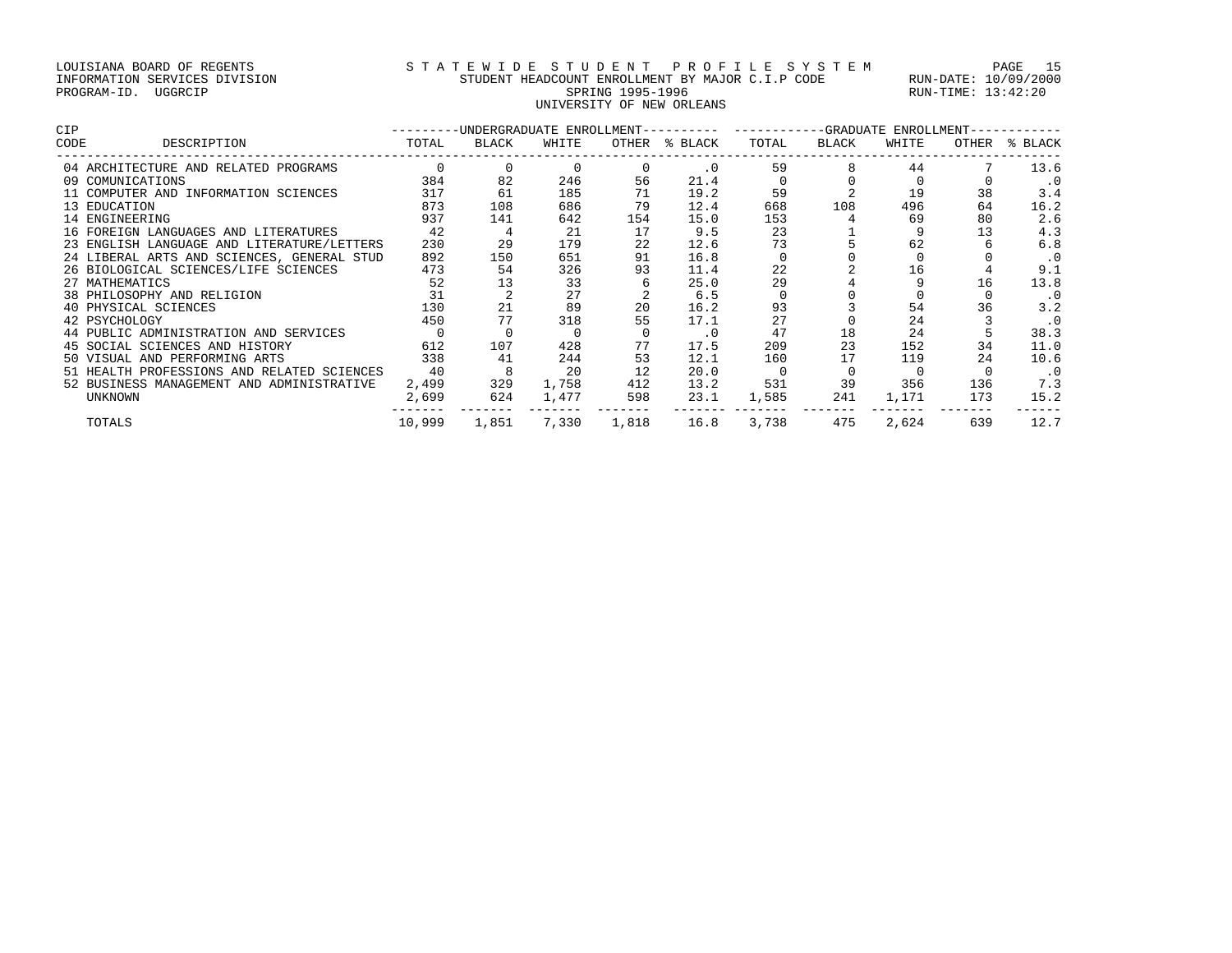LOUISIANA BOARD OF REGENTS
INFORMATION SERVICES DIVISION
PROGRAM-ID. UGGRCIP

STATEWIDE STUDENT PROFILE SYSTEM
STUDENT HEADCOUNT ENROLLMENT BY MAJOR C.I.P CODE
SPRING 1995-1996
UNIVERSITY OF NEW ORLEANS

RUN-DATE: 10/09/2000
RUN-TIME: 13:42:20

| CIP CODE | DESCRIPTION | UNDERGRADUATE ENROLLMENT TOTAL | BLACK | WHITE | OTHER | % BLACK | GRADUATE ENROLLMENT TOTAL | BLACK | WHITE | OTHER | % BLACK |
|---|---|---|---|---|---|---|---|---|---|---|---|
| 04 | ARCHITECTURE AND RELATED PROGRAMS | 0 | 0 | 0 | 0 | .0 | 59 | 8 | 44 | 7 | 13.6 |
| 09 | COMUNICATIONS | 384 | 82 | 246 | 56 | 21.4 | 0 | 0 | 0 | 0 | .0 |
| 11 | COMPUTER AND INFORMATION SCIENCES | 317 | 61 | 185 | 71 | 19.2 | 59 | 2 | 19 | 38 | 3.4 |
| 13 | EDUCATION | 873 | 108 | 686 | 79 | 12.4 | 668 | 108 | 496 | 64 | 16.2 |
| 14 | ENGINEERING | 937 | 141 | 642 | 154 | 15.0 | 153 | 4 | 69 | 80 | 2.6 |
| 16 | FOREIGN LANGUAGES AND LITERATURES | 42 | 4 | 21 | 17 | 9.5 | 23 | 1 | 9 | 13 | 4.3 |
| 23 | ENGLISH LANGUAGE AND LITERATURE/LETTERS | 230 | 29 | 179 | 22 | 12.6 | 73 | 5 | 62 | 6 | 6.8 |
| 24 | LIBERAL ARTS AND SCIENCES, GENERAL STUD | 892 | 150 | 651 | 91 | 16.8 | 0 | 0 | 0 | 0 | .0 |
| 26 | BIOLOGICAL SCIENCES/LIFE SCIENCES | 473 | 54 | 326 | 93 | 11.4 | 22 | 2 | 16 | 4 | 9.1 |
| 27 | MATHEMATICS | 52 | 13 | 33 | 6 | 25.0 | 29 | 4 | 9 | 16 | 13.8 |
| 38 | PHILOSOPHY AND RELIGION | 31 | 2 | 27 | 2 | 6.5 | 0 | 0 | 0 | 0 | .0 |
| 40 | PHYSICAL SCIENCES | 130 | 21 | 89 | 20 | 16.2 | 93 | 3 | 54 | 36 | 3.2 |
| 42 | PSYCHOLOGY | 450 | 77 | 318 | 55 | 17.1 | 27 | 0 | 24 | 3 | .0 |
| 44 | PUBLIC ADMINISTRATION AND SERVICES | 0 | 0 | 0 | 0 | .0 | 47 | 18 | 24 | 5 | 38.3 |
| 45 | SOCIAL SCIENCES AND HISTORY | 612 | 107 | 428 | 77 | 17.5 | 209 | 23 | 152 | 34 | 11.0 |
| 50 | VISUAL AND PERFORMING ARTS | 338 | 41 | 244 | 53 | 12.1 | 160 | 17 | 119 | 24 | 10.6 |
| 51 | HEALTH PROFESSIONS AND RELATED SCIENCES | 40 | 8 | 20 | 12 | 20.0 | 0 | 0 | 0 | 0 | .0 |
| 52 | BUSINESS MANAGEMENT AND ADMINISTRATIVE | 2,499 | 329 | 1,758 | 412 | 13.2 | 531 | 39 | 356 | 136 | 7.3 |
| | UNKNOWN | 2,699 | 624 | 1,477 | 598 | 23.1 | 1,585 | 241 | 1,171 | 173 | 15.2 |
| | TOTALS | 10,999 | 1,851 | 7,330 | 1,818 | 16.8 | 3,738 | 475 | 2,624 | 639 | 12.7 |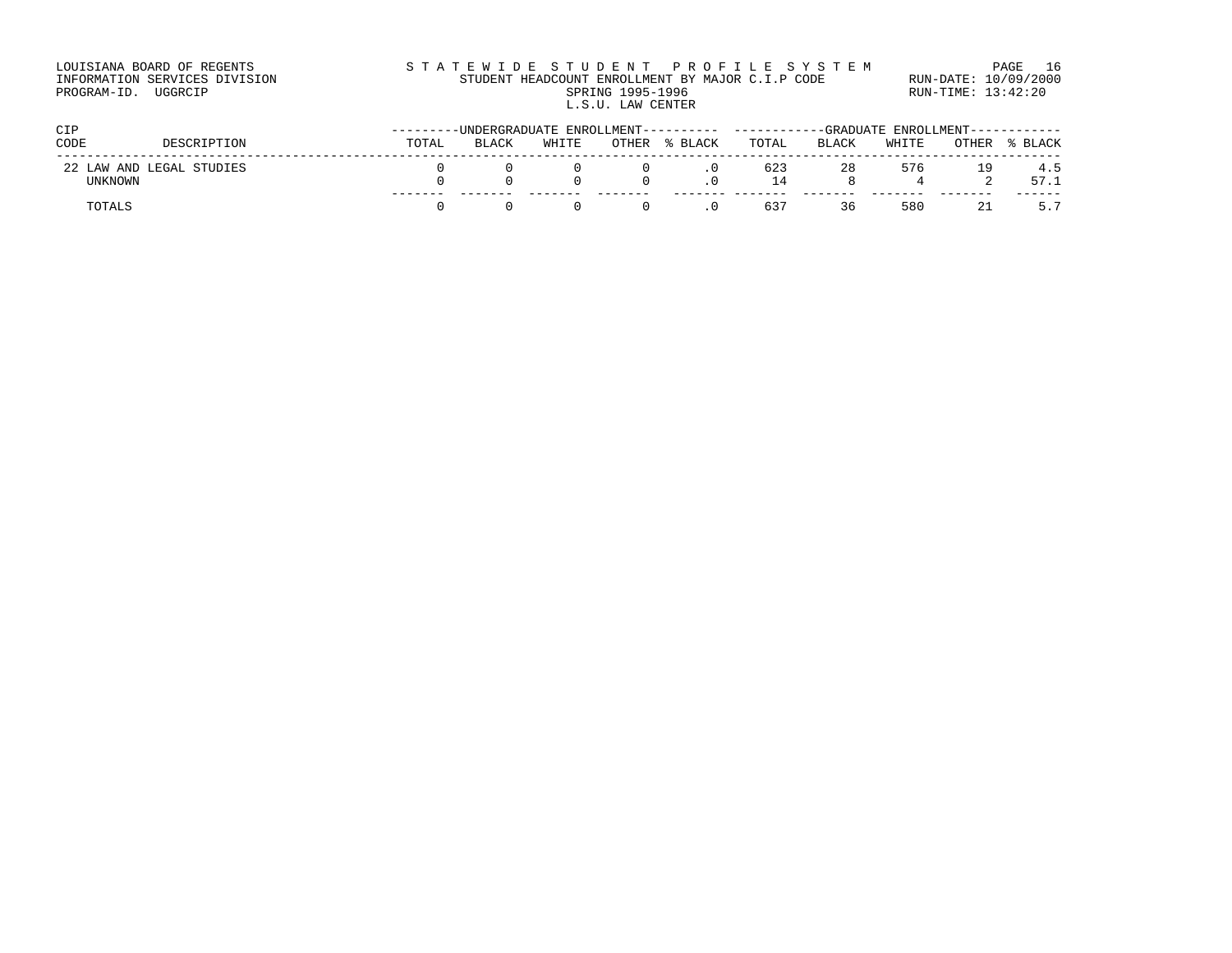LOUISIANA BOARD OF REGENTS
INFORMATION SERVICES DIVISION
PROGRAM-ID. UGGRCIP

STATEWIDE STUDENT PROFILE SYSTEM
STUDENT HEADCOUNT ENROLLMENT BY MAJOR C.I.P CODE
SPRING 1995-1996
L.S.U. LAW CENTER

RUN-DATE: 10/09/2000
RUN-TIME: 13:42:20

| CIP CODE | DESCRIPTION | UNDERGRADUATE ENROLLMENT | | | | | GRADUATE ENROLLMENT | | | | |
|---|---|---|---|---|---|---|---|---|---|---|---|
| | | TOTAL | BLACK | WHITE | OTHER | % BLACK | TOTAL | BLACK | WHITE | OTHER | % BLACK |
| 22 | LAW AND LEGAL STUDIES | 0 | 0 | 0 | 0 | .0 | 623 | 28 | 576 | 19 | 4.5 |
| | UNKNOWN | 0 | 0 | 0 | 0 | .0 | 14 | 8 | 4 | 2 | 57.1 |
| | TOTALS | 0 | 0 | 0 | 0 | .0 | 637 | 36 | 580 | 21 | 5.7 |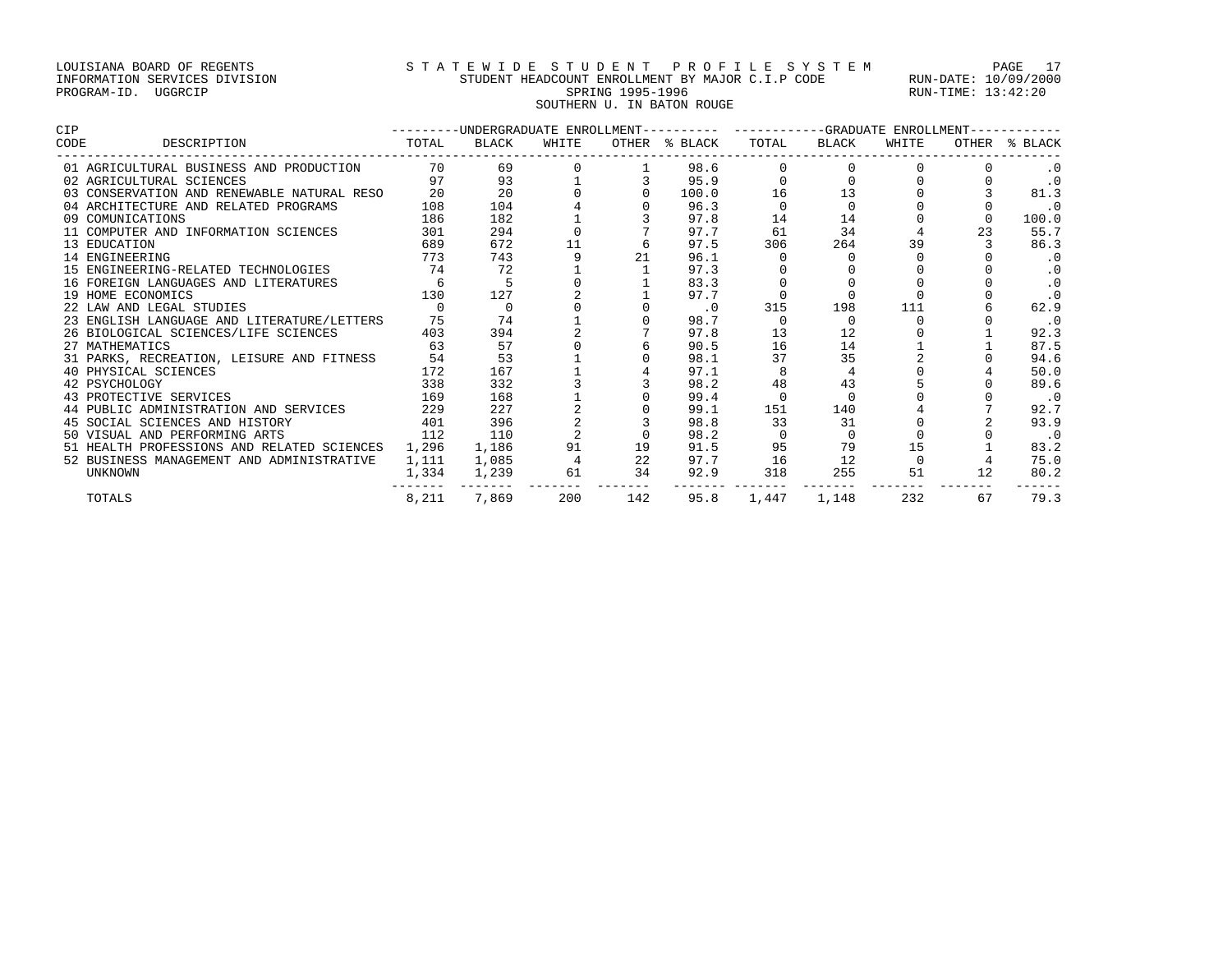LOUISIANA BOARD OF REGENTS — INFORMATION SERVICES DIVISION — PROGRAM-ID. UGGRCIP

STATEWIDE STUDENT PROFILE SYSTEM
STUDENT HEADCOUNT ENROLLMENT BY MAJOR C.I.P CODE
SPRING 1995-1996
SOUTHERN U. IN BATON ROUGE

RUN-DATE: 10/09/2000
RUN-TIME: 13:42:20

| CIP CODE | DESCRIPTION | UNDERGRADUATE ENROLLMENT TOTAL | BLACK | WHITE | OTHER | % BLACK | GRADUATE ENROLLMENT TOTAL | BLACK | WHITE | OTHER | % BLACK |
|---|---|---|---|---|---|---|---|---|---|---|---|
| 01 | AGRICULTURAL BUSINESS AND PRODUCTION | 70 | 69 | 0 | 1 | 98.6 | 0 | 0 | 0 | 0 | .0 |
| 02 | AGRICULTURAL SCIENCES | 97 | 93 | 1 | 3 | 95.9 | 0 | 0 | 0 | 0 | .0 |
| 03 | CONSERVATION AND RENEWABLE NATURAL RESO | 20 | 20 | 0 | 0 | 100.0 | 16 | 13 | 0 | 3 | 81.3 |
| 04 | ARCHITECTURE AND RELATED PROGRAMS | 108 | 104 | 4 | 0 | 96.3 | 0 | 0 | 0 | 0 | .0 |
| 09 | COMUNICATIONS | 186 | 182 | 1 | 3 | 97.8 | 14 | 14 | 0 | 0 | 100.0 |
| 11 | COMPUTER AND INFORMATION SCIENCES | 301 | 294 | 0 | 7 | 97.7 | 61 | 34 | 4 | 23 | 55.7 |
| 13 | EDUCATION | 689 | 672 | 11 | 6 | 97.5 | 306 | 264 | 39 | 3 | 86.3 |
| 14 | ENGINEERING | 773 | 743 | 9 | 21 | 96.1 | 0 | 0 | 0 | 0 | .0 |
| 15 | ENGINEERING-RELATED TECHNOLOGIES | 74 | 72 | 1 | 1 | 97.3 | 0 | 0 | 0 | 0 | .0 |
| 16 | FOREIGN LANGUAGES AND LITERATURES | 6 | 5 | 0 | 1 | 83.3 | 0 | 0 | 0 | 0 | .0 |
| 19 | HOME ECONOMICS | 130 | 127 | 2 | 1 | 97.7 | 0 | 0 | 0 | 0 | .0 |
| 22 | LAW AND LEGAL STUDIES | 0 | 0 | 0 | 0 | .0 | 315 | 198 | 111 | 6 | 62.9 |
| 23 | ENGLISH LANGUAGE AND LITERATURE/LETTERS | 75 | 74 | 1 | 0 | 98.7 | 0 | 0 | 0 | 0 | .0 |
| 26 | BIOLOGICAL SCIENCES/LIFE SCIENCES | 403 | 394 | 2 | 7 | 97.8 | 13 | 12 | 0 | 1 | 92.3 |
| 27 | MATHEMATICS | 63 | 57 | 0 | 6 | 90.5 | 16 | 14 | 1 | 1 | 87.5 |
| 31 | PARKS, RECREATION, LEISURE AND FITNESS | 54 | 53 | 1 | 0 | 98.1 | 37 | 35 | 2 | 0 | 94.6 |
| 40 | PHYSICAL SCIENCES | 172 | 167 | 1 | 4 | 97.1 | 8 | 4 | 0 | 4 | 50.0 |
| 42 | PSYCHOLOGY | 338 | 332 | 3 | 3 | 98.2 | 48 | 43 | 5 | 0 | 89.6 |
| 43 | PROTECTIVE SERVICES | 169 | 168 | 1 | 0 | 99.4 | 0 | 0 | 0 | 0 | .0 |
| 44 | PUBLIC ADMINISTRATION AND SERVICES | 229 | 227 | 2 | 0 | 99.1 | 151 | 140 | 4 | 7 | 92.7 |
| 45 | SOCIAL SCIENCES AND HISTORY | 401 | 396 | 2 | 3 | 98.8 | 33 | 31 | 0 | 2 | 93.9 |
| 50 | VISUAL AND PERFORMING ARTS | 112 | 110 | 2 | 0 | 98.2 | 0 | 0 | 0 | 0 | .0 |
| 51 | HEALTH PROFESSIONS AND RELATED SCIENCES | 1,296 | 1,186 | 91 | 19 | 91.5 | 95 | 79 | 15 | 1 | 83.2 |
| 52 | BUSINESS MANAGEMENT AND ADMINISTRATIVE | 1,111 | 1,085 | 4 | 22 | 97.7 | 16 | 12 | 0 | 4 | 75.0 |
| | UNKNOWN | 1,334 | 1,239 | 61 | 34 | 92.9 | 318 | 255 | 51 | 12 | 80.2 |
| | TOTALS | 8,211 | 7,869 | 200 | 142 | 95.8 | 1,447 | 1,148 | 232 | 67 | 79.3 |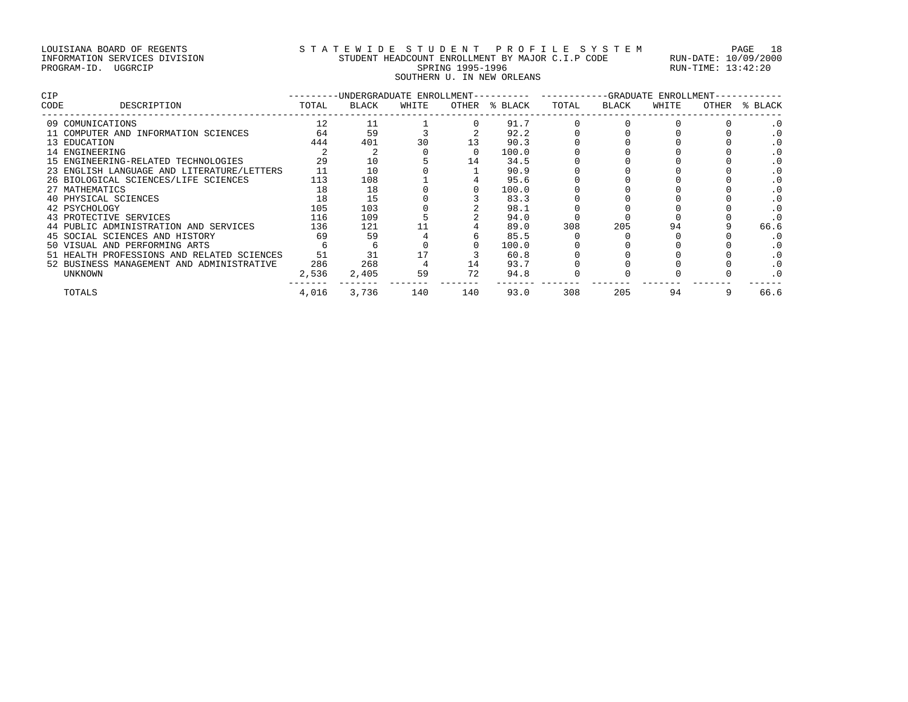LOUISIANA BOARD OF REGENTS
INFORMATION SERVICES DIVISION
PROGRAM-ID. UGGRCIP

STATEWIDE STUDENT PROFILE SYSTEM
STUDENT HEADCOUNT ENROLLMENT BY MAJOR C.I.P CODE
SPRING 1995-1996
SOUTHERN U. IN NEW ORLEANS

RUN-DATE: 10/09/2000
RUN-TIME: 13:42:20

| CIP CODE | DESCRIPTION | UNDERGRADUATE ENROLLMENT TOTAL | BLACK | WHITE | OTHER | % BLACK | GRADUATE ENROLLMENT TOTAL | BLACK | WHITE | OTHER | % BLACK |
|---|---|---|---|---|---|---|---|---|---|---|---|
| 09 | COMUNICATIONS | 12 | 11 | 1 | 0 | 91.7 | 0 | 0 | 0 | 0 | .0 |
| 11 | COMPUTER AND INFORMATION SCIENCES | 64 | 59 | 3 | 2 | 92.2 | 0 | 0 | 0 | 0 | .0 |
| 13 | EDUCATION | 444 | 401 | 30 | 13 | 90.3 | 0 | 0 | 0 | 0 | .0 |
| 14 | ENGINEERING | 2 | 2 | 0 | 0 | 100.0 | 0 | 0 | 0 | 0 | .0 |
| 15 | ENGINEERING-RELATED TECHNOLOGIES | 29 | 10 | 5 | 14 | 34.5 | 0 | 0 | 0 | 0 | .0 |
| 23 | ENGLISH LANGUAGE AND LITERATURE/LETTERS | 11 | 10 | 0 | 1 | 90.9 | 0 | 0 | 0 | 0 | .0 |
| 26 | BIOLOGICAL SCIENCES/LIFE SCIENCES | 113 | 108 | 1 | 4 | 95.6 | 0 | 0 | 0 | 0 | .0 |
| 27 | MATHEMATICS | 18 | 18 | 0 | 0 | 100.0 | 0 | 0 | 0 | 0 | .0 |
| 40 | PHYSICAL SCIENCES | 18 | 15 | 0 | 3 | 83.3 | 0 | 0 | 0 | 0 | .0 |
| 42 | PSYCHOLOGY | 105 | 103 | 0 | 2 | 98.1 | 0 | 0 | 0 | 0 | .0 |
| 43 | PROTECTIVE SERVICES | 116 | 109 | 5 | 2 | 94.0 | 0 | 0 | 0 | 0 | .0 |
| 44 | PUBLIC ADMINISTRATION AND SERVICES | 136 | 121 | 11 | 4 | 89.0 | 308 | 205 | 94 | 9 | 66.6 |
| 45 | SOCIAL SCIENCES AND HISTORY | 69 | 59 | 4 | 6 | 85.5 | 0 | 0 | 0 | 0 | .0 |
| 50 | VISUAL AND PERFORMING ARTS | 6 | 6 | 0 | 0 | 100.0 | 0 | 0 | 0 | 0 | .0 |
| 51 | HEALTH PROFESSIONS AND RELATED SCIENCES | 51 | 31 | 17 | 3 | 60.8 | 0 | 0 | 0 | 0 | .0 |
| 52 | BUSINESS MANAGEMENT AND ADMINISTRATIVE | 286 | 268 | 4 | 14 | 93.7 | 0 | 0 | 0 | 0 | .0 |
| | UNKNOWN | 2,536 | 2,405 | 59 | 72 | 94.8 | 0 | 0 | 0 | 0 | .0 |
| | TOTALS | 4,016 | 3,736 | 140 | 140 | 93.0 | 308 | 205 | 94 | 9 | 66.6 |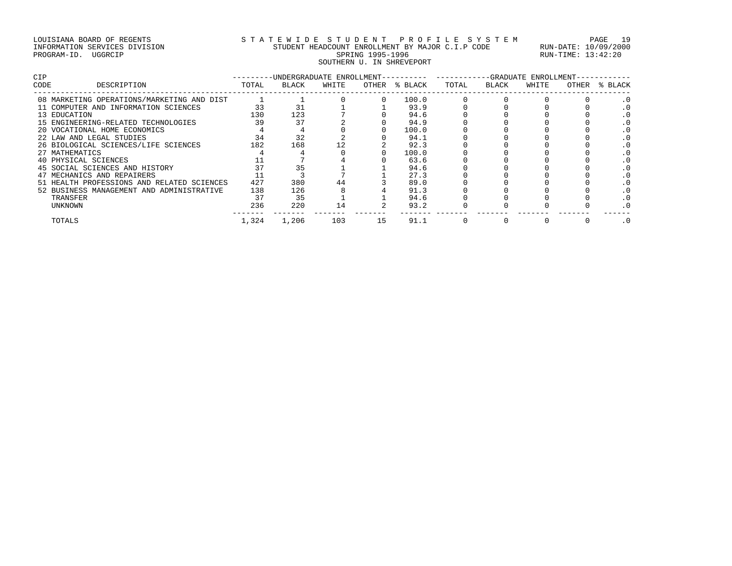LOUISIANA BOARD OF REGENTS
INFORMATION SERVICES DIVISION
PROGRAM-ID. UGGRCIP

# STATEWIDE STUDENT PROFILE SYSTEM

STUDENT HEADCOUNT ENROLLMENT BY MAJOR C.I.P CODE
SPRING 1995-1996
SOUTHERN U. IN SHREVEPORT

RUN-DATE: 10/09/2000
RUN-TIME: 13:42:20

| CIP | | UNDERGRADUATE ENROLLMENT | | | | | GRADUATE ENROLLMENT | | | | |
|---|---|---|---|---|---|---|---|---|---|---|---|
| CODE | DESCRIPTION | TOTAL | BLACK | WHITE | OTHER | % BLACK | TOTAL | BLACK | WHITE | OTHER | % BLACK |
| 08 | MARKETING OPERATIONS/MARKETING AND DIST | 1 | 1 | 0 | 0 | 100.0 | 0 | 0 | 0 | 0 | .0 |
| 11 | COMPUTER AND INFORMATION SCIENCES | 33 | 31 | 1 | 1 | 93.9 | 0 | 0 | 0 | 0 | .0 |
| 13 | EDUCATION | 130 | 123 | 7 | 0 | 94.6 | 0 | 0 | 0 | 0 | .0 |
| 15 | ENGINEERING-RELATED TECHNOLOGIES | 39 | 37 | 2 | 0 | 94.9 | 0 | 0 | 0 | 0 | .0 |
| 20 | VOCATIONAL HOME ECONOMICS | 4 | 4 | 0 | 0 | 100.0 | 0 | 0 | 0 | 0 | .0 |
| 22 | LAW AND LEGAL STUDIES | 34 | 32 | 2 | 0 | 94.1 | 0 | 0 | 0 | 0 | .0 |
| 26 | BIOLOGICAL SCIENCES/LIFE SCIENCES | 182 | 168 | 12 | 2 | 92.3 | 0 | 0 | 0 | 0 | .0 |
| 27 | MATHEMATICS | 4 | 4 | 0 | 0 | 100.0 | 0 | 0 | 0 | 0 | .0 |
| 40 | PHYSICAL SCIENCES | 11 | 7 | 4 | 0 | 63.6 | 0 | 0 | 0 | 0 | .0 |
| 45 | SOCIAL SCIENCES AND HISTORY | 37 | 35 | 1 | 1 | 94.6 | 0 | 0 | 0 | 0 | .0 |
| 47 | MECHANICS AND REPAIRERS | 11 | 3 | 7 | 1 | 27.3 | 0 | 0 | 0 | 0 | .0 |
| 51 | HEALTH PROFESSIONS AND RELATED SCIENCES | 427 | 380 | 44 | 3 | 89.0 | 0 | 0 | 0 | 0 | .0 |
| 52 | BUSINESS MANAGEMENT AND ADMINISTRATIVE | 138 | 126 | 8 | 4 | 91.3 | 0 | 0 | 0 | 0 | .0 |
| | TRANSFER | 37 | 35 | 1 | 1 | 94.6 | 0 | 0 | 0 | 0 | .0 |
| | UNKNOWN | 236 | 220 | 14 | 2 | 93.2 | 0 | 0 | 0 | 0 | .0 |
| | TOTALS | 1,324 | 1,206 | 103 | 15 | 91.1 | 0 | 0 | 0 | 0 | .0 |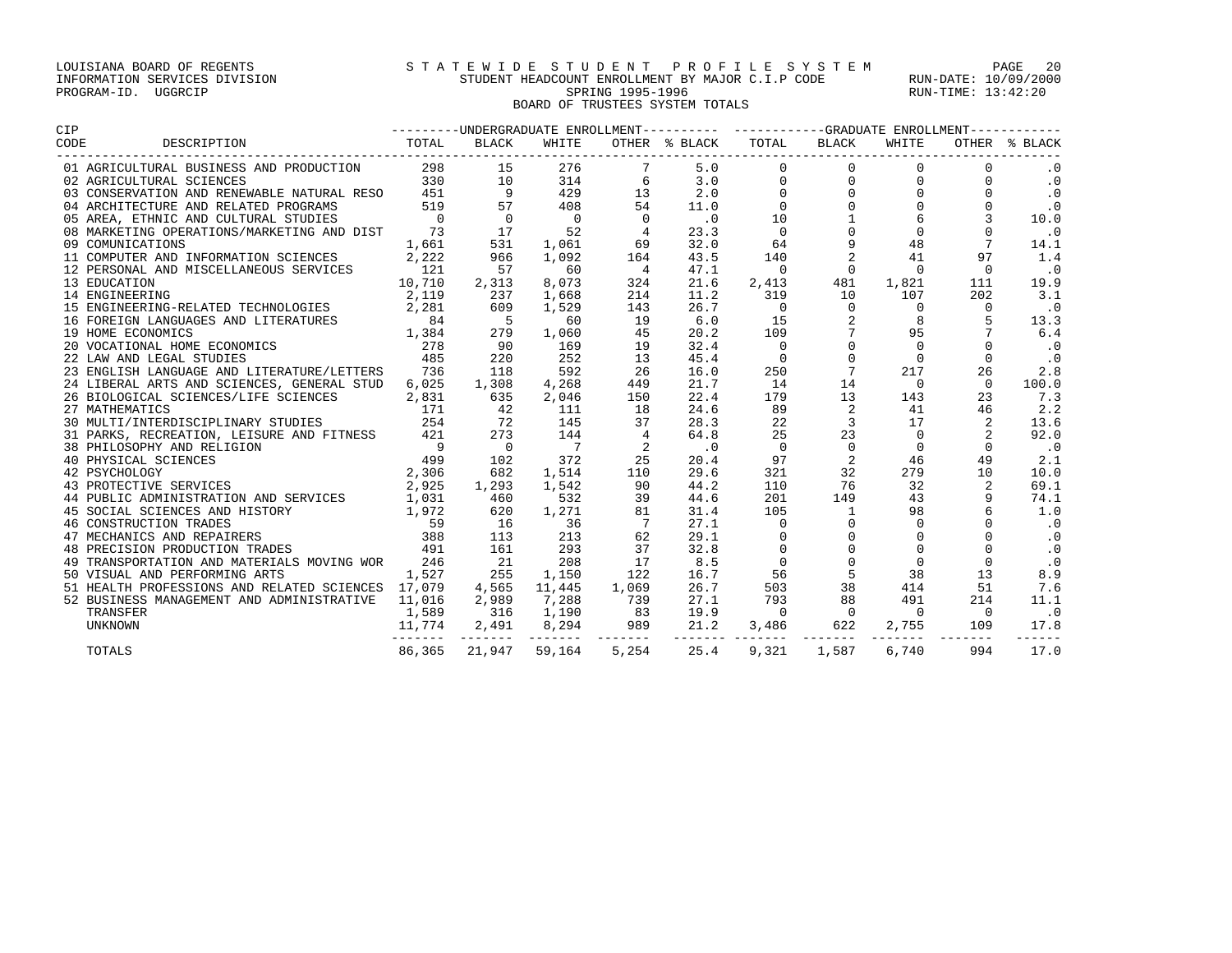LOUISIANA BOARD OF REGENTS
INFORMATION SERVICES DIVISION
PROGRAM-ID. UGGRCIP

STATEWIDE STUDENT PROFILE SYSTEM
STUDENT HEADCOUNT ENROLLMENT BY MAJOR C.I.P CODE
SPRING 1995-1996
BOARD OF TRUSTEES SYSTEM TOTALS

RUN-DATE: 10/09/2000
RUN-TIME: 13:42:20

| CIP CODE | DESCRIPTION | UNDERGRADUATE ENROLLMENT TOTAL | BLACK | WHITE | OTHER | % BLACK | GRADUATE ENROLLMENT TOTAL | BLACK | WHITE | OTHER | % BLACK |
|---|---|---|---|---|---|---|---|---|---|---|---|
| 01 | AGRICULTURAL BUSINESS AND PRODUCTION | 298 | 15 | 276 | 7 | 5.0 | 0 | 0 | 0 | 0 | .0 |
| 02 | AGRICULTURAL SCIENCES | 330 | 10 | 314 | 6 | 3.0 | 0 | 0 | 0 | 0 | .0 |
| 03 | CONSERVATION AND RENEWABLE NATURAL RESO | 451 | 9 | 429 | 13 | 2.0 | 0 | 0 | 0 | 0 | .0 |
| 04 | ARCHITECTURE AND RELATED PROGRAMS | 519 | 57 | 408 | 54 | 11.0 | 0 | 0 | 0 | 0 | .0 |
| 05 | AREA, ETHNIC AND CULTURAL STUDIES | 0 | 0 | 0 | 0 | .0 | 10 | 1 | 6 | 3 | 10.0 |
| 08 | MARKETING OPERATIONS/MARKETING AND DIST | 73 | 17 | 52 | 4 | 23.3 | 0 | 0 | 0 | 0 | .0 |
| 09 | COMUNICATIONS | 1,661 | 531 | 1,061 | 69 | 32.0 | 64 | 9 | 48 | 7 | 14.1 |
| 11 | COMPUTER AND INFORMATION SCIENCES | 2,222 | 966 | 1,092 | 164 | 43.5 | 140 | 2 | 41 | 97 | 1.4 |
| 12 | PERSONAL AND MISCELLANEOUS SERVICES | 121 | 57 | 60 | 4 | 47.1 | 0 | 0 | 0 | 0 | .0 |
| 13 | EDUCATION | 10,710 | 2,313 | 8,073 | 324 | 21.6 | 2,413 | 481 | 1,821 | 111 | 19.9 |
| 14 | ENGINEERING | 2,119 | 237 | 1,668 | 214 | 11.2 | 319 | 10 | 107 | 202 | 3.1 |
| 15 | ENGINEERING-RELATED TECHNOLOGIES | 2,281 | 609 | 1,529 | 143 | 26.7 | 0 | 0 | 0 | 0 | .0 |
| 16 | FOREIGN LANGUAGES AND LITERATURES | 84 | 5 | 60 | 19 | 6.0 | 15 | 2 | 8 | 5 | 13.3 |
| 19 | HOME ECONOMICS | 1,384 | 279 | 1,060 | 45 | 20.2 | 109 | 7 | 95 | 7 | 6.4 |
| 20 | VOCATIONAL HOME ECONOMICS | 278 | 90 | 169 | 19 | 32.4 | 0 | 0 | 0 | 0 | .0 |
| 22 | LAW AND LEGAL STUDIES | 485 | 220 | 252 | 13 | 45.4 | 0 | 0 | 0 | 0 | .0 |
| 23 | ENGLISH LANGUAGE AND LITERATURE/LETTERS | 736 | 118 | 592 | 26 | 16.0 | 250 | 7 | 217 | 26 | 2.8 |
| 24 | LIBERAL ARTS AND SCIENCES, GENERAL STUD | 6,025 | 1,308 | 4,268 | 449 | 21.7 | 14 | 14 | 0 | 0 | 100.0 |
| 26 | BIOLOGICAL SCIENCES/LIFE SCIENCES | 2,831 | 635 | 2,046 | 150 | 22.4 | 179 | 13 | 143 | 23 | 7.3 |
| 27 | MATHEMATICS | 171 | 42 | 111 | 18 | 24.6 | 89 | 2 | 41 | 46 | 2.2 |
| 30 | MULTI/INTERDISCIPLINARY STUDIES | 254 | 72 | 145 | 37 | 28.3 | 22 | 3 | 17 | 2 | 13.6 |
| 31 | PARKS, RECREATION, LEISURE AND FITNESS | 421 | 273 | 144 | 4 | 64.8 | 25 | 23 | 0 | 2 | 92.0 |
| 38 | PHILOSOPHY AND RELIGION | 9 | 0 | 7 | 2 | .0 | 0 | 0 | 0 | 0 | .0 |
| 40 | PHYSICAL SCIENCES | 499 | 102 | 372 | 25 | 20.4 | 97 | 2 | 46 | 49 | 2.1 |
| 42 | PSYCHOLOGY | 2,306 | 682 | 1,514 | 110 | 29.6 | 321 | 32 | 279 | 10 | 10.0 |
| 43 | PROTECTIVE SERVICES | 2,925 | 1,293 | 1,542 | 90 | 44.2 | 110 | 76 | 32 | 2 | 69.1 |
| 44 | PUBLIC ADMINISTRATION AND SERVICES | 1,031 | 460 | 532 | 39 | 44.6 | 201 | 149 | 43 | 9 | 74.1 |
| 45 | SOCIAL SCIENCES AND HISTORY | 1,972 | 620 | 1,271 | 81 | 31.4 | 105 | 1 | 98 | 6 | 1.0 |
| 46 | CONSTRUCTION TRADES | 59 | 16 | 36 | 7 | 27.1 | 0 | 0 | 0 | 0 | .0 |
| 47 | MECHANICS AND REPAIRERS | 388 | 113 | 213 | 62 | 29.1 | 0 | 0 | 0 | 0 | .0 |
| 48 | PRECISION PRODUCTION TRADES | 491 | 161 | 293 | 37 | 32.8 | 0 | 0 | 0 | 0 | .0 |
| 49 | TRANSPORTATION AND MATERIALS MOVING WOR | 246 | 21 | 208 | 17 | 8.5 | 0 | 0 | 0 | 0 | .0 |
| 50 | VISUAL AND PERFORMING ARTS | 1,527 | 255 | 1,150 | 122 | 16.7 | 56 | 5 | 38 | 13 | 8.9 |
| 51 | HEALTH PROFESSIONS AND RELATED SCIENCES | 17,079 | 4,565 | 11,445 | 1,069 | 26.7 | 503 | 38 | 414 | 51 | 7.6 |
| 52 | BUSINESS MANAGEMENT AND ADMINISTRATIVE | 11,016 | 2,989 | 7,288 | 739 | 27.1 | 793 | 88 | 491 | 214 | 11.1 |
| | TRANSFER | 1,589 | 316 | 1,190 | 83 | 19.9 | 0 | 0 | 0 | 0 | .0 |
| | UNKNOWN | 11,774 | 2,491 | 8,294 | 989 | 21.2 | 3,486 | 622 | 2,755 | 109 | 17.8 |
| | TOTALS | 86,365 | 21,947 | 59,164 | 5,254 | 25.4 | 9,321 | 1,587 | 6,740 | 994 | 17.0 |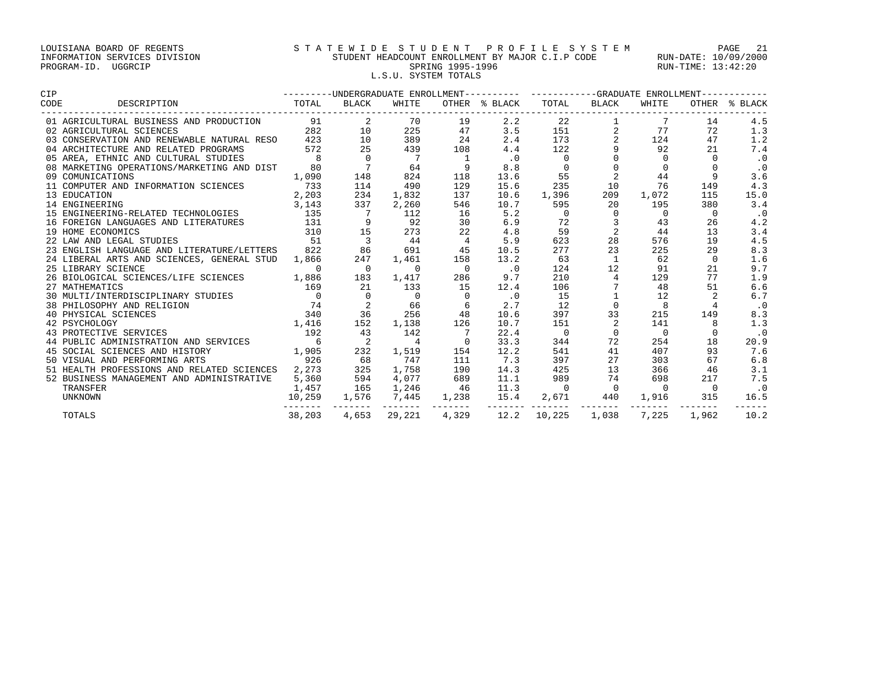LOUISIANA BOARD OF REGENTS
INFORMATION SERVICES DIVISION
PROGRAM-ID. UGGRCIP

STATEWIDE STUDENT PROFILE SYSTEM
STUDENT HEADCOUNT ENROLLMENT BY MAJOR C.I.P CODE
SPRING 1995-1996
L.S.U. SYSTEM TOTALS

RUN-DATE: 10/09/2000
RUN-TIME: 13:42:20

| CIP CODE | DESCRIPTION | UNDERGRADUATE ENROLLMENT TOTAL | BLACK | WHITE | OTHER | % BLACK | GRADUATE ENROLLMENT TOTAL | BLACK | WHITE | OTHER | % BLACK |
|---|---|---|---|---|---|---|---|---|---|---|---|
| 01 | AGRICULTURAL BUSINESS AND PRODUCTION | 91 | 2 | 70 | 19 | 2.2 | 22 | 1 | 7 | 14 | 4.5 |
| 02 | AGRICULTURAL SCIENCES | 282 | 10 | 225 | 47 | 3.5 | 151 | 2 | 77 | 72 | 1.3 |
| 03 | CONSERVATION AND RENEWABLE NATURAL RESO | 423 | 10 | 389 | 24 | 2.4 | 173 | 2 | 124 | 47 | 1.2 |
| 04 | ARCHITECTURE AND RELATED PROGRAMS | 572 | 25 | 439 | 108 | 4.4 | 122 | 9 | 92 | 21 | 7.4 |
| 05 | AREA, ETHNIC AND CULTURAL STUDIES | 8 | 0 | 7 | 1 | .0 | 0 | 0 | 0 | 0 | .0 |
| 08 | MARKETING OPERATIONS/MARKETING AND DIST | 80 | 7 | 64 | 9 | 8.8 | 0 | 0 | 0 | 0 | .0 |
| 09 | COMUNICATIONS | 1,090 | 148 | 824 | 118 | 13.6 | 55 | 2 | 44 | 9 | 3.6 |
| 11 | COMPUTER AND INFORMATION SCIENCES | 733 | 114 | 490 | 129 | 15.6 | 235 | 10 | 76 | 149 | 4.3 |
| 13 | EDUCATION | 2,203 | 234 | 1,832 | 137 | 10.6 | 1,396 | 209 | 1,072 | 115 | 15.0 |
| 14 | ENGINEERING | 3,143 | 337 | 2,260 | 546 | 10.7 | 595 | 20 | 195 | 380 | 3.4 |
| 15 | ENGINEERING-RELATED TECHNOLOGIES | 135 | 7 | 112 | 16 | 5.2 | 0 | 0 | 0 | 0 | .0 |
| 16 | FOREIGN LANGUAGES AND LITERATURES | 131 | 9 | 92 | 30 | 6.9 | 72 | 3 | 43 | 26 | 4.2 |
| 19 | HOME ECONOMICS | 310 | 15 | 273 | 22 | 4.8 | 59 | 2 | 44 | 13 | 3.4 |
| 22 | LAW AND LEGAL STUDIES | 51 | 3 | 44 | 4 | 5.9 | 623 | 28 | 576 | 19 | 4.5 |
| 23 | ENGLISH LANGUAGE AND LITERATURE/LETTERS | 822 | 86 | 691 | 45 | 10.5 | 277 | 23 | 225 | 29 | 8.3 |
| 24 | LIBERAL ARTS AND SCIENCES, GENERAL STUD | 1,866 | 247 | 1,461 | 158 | 13.2 | 63 | 1 | 62 | 0 | 1.6 |
| 25 | LIBRARY SCIENCE | 0 | 0 | 0 | 0 | .0 | 124 | 12 | 91 | 21 | 9.7 |
| 26 | BIOLOGICAL SCIENCES/LIFE SCIENCES | 1,886 | 183 | 1,417 | 286 | 9.7 | 210 | 4 | 129 | 77 | 1.9 |
| 27 | MATHEMATICS | 169 | 21 | 133 | 15 | 12.4 | 106 | 7 | 48 | 51 | 6.6 |
| 30 | MULTI/INTERDISCIPLINARY STUDIES | 0 | 0 | 0 | 0 | .0 | 15 | 1 | 12 | 2 | 6.7 |
| 38 | PHILOSOPHY AND RELIGION | 74 | 2 | 66 | 6 | 2.7 | 12 | 0 | 8 | 4 | .0 |
| 40 | PHYSICAL SCIENCES | 340 | 36 | 256 | 48 | 10.6 | 397 | 33 | 215 | 149 | 8.3 |
| 42 | PSYCHOLOGY | 1,416 | 152 | 1,138 | 126 | 10.7 | 151 | 2 | 141 | 8 | 1.3 |
| 43 | PROTECTIVE SERVICES | 192 | 43 | 142 | 7 | 22.4 | 0 | 0 | 0 | 0 | .0 |
| 44 | PUBLIC ADMINISTRATION AND SERVICES | 6 | 2 | 4 | 0 | 33.3 | 344 | 72 | 254 | 18 | 20.9 |
| 45 | SOCIAL SCIENCES AND HISTORY | 1,905 | 232 | 1,519 | 154 | 12.2 | 541 | 41 | 407 | 93 | 7.6 |
| 50 | VISUAL AND PERFORMING ARTS | 926 | 68 | 747 | 111 | 7.3 | 397 | 27 | 303 | 67 | 6.8 |
| 51 | HEALTH PROFESSIONS AND RELATED SCIENCES | 2,273 | 325 | 1,758 | 190 | 14.3 | 425 | 13 | 366 | 46 | 3.1 |
| 52 | BUSINESS MANAGEMENT AND ADMINISTRATIVE | 5,360 | 594 | 4,077 | 689 | 11.1 | 989 | 74 | 698 | 217 | 7.5 |
| | TRANSFER | 1,457 | 165 | 1,246 | 46 | 11.3 | 0 | 0 | 0 | 0 | .0 |
| | UNKNOWN | 10,259 | 1,576 | 7,445 | 1,238 | 15.4 | 2,671 | 440 | 1,916 | 315 | 16.5 |
| | TOTALS | 38,203 | 4,653 | 29,221 | 4,329 | 12.2 | 10,225 | 1,038 | 7,225 | 1,962 | 10.2 |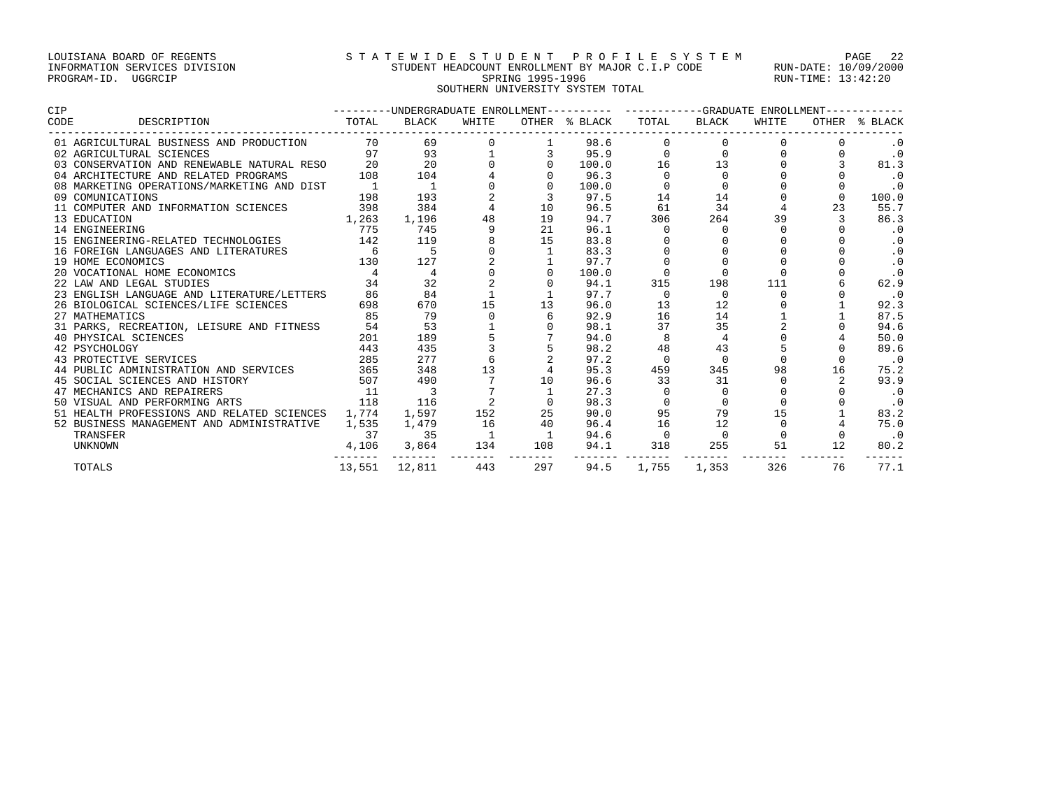LOUISIANA BOARD OF REGENTS — INFORMATION SERVICES DIVISION — PROGRAM-ID. UGGRCIP

STATEWIDE STUDENT PROFILE SYSTEM

STUDENT HEADCOUNT ENROLLMENT BY MAJOR C.I.P CODE

SPRING 1995-1996

SOUTHERN UNIVERSITY SYSTEM TOTAL

RUN-DATE: 10/09/2000 RUN-TIME: 13:42:20

| CIP CODE | DESCRIPTION | UNDERGRADUATE ENROLLMENT TOTAL | BLACK | WHITE | OTHER | % BLACK | GRADUATE ENROLLMENT TOTAL | BLACK | WHITE | OTHER | % BLACK |
|---|---|---|---|---|---|---|---|---|---|---|---|
| 01 | AGRICULTURAL BUSINESS AND PRODUCTION | 70 | 69 | 0 | 1 | 98.6 | 0 | 0 | 0 | 0 | .0 |
| 02 | AGRICULTURAL SCIENCES | 97 | 93 | 1 | 3 | 95.9 | 0 | 0 | 0 | 0 | .0 |
| 03 | CONSERVATION AND RENEWABLE NATURAL RESO | 20 | 20 | 0 | 0 | 100.0 | 16 | 13 | 0 | 3 | 81.3 |
| 04 | ARCHITECTURE AND RELATED PROGRAMS | 108 | 104 | 4 | 0 | 96.3 | 0 | 0 | 0 | 0 | .0 |
| 08 | MARKETING OPERATIONS/MARKETING AND DIST | 1 | 1 | 0 | 0 | 100.0 | 0 | 0 | 0 | 0 | .0 |
| 09 | COMUNICATIONS | 198 | 193 | 2 | 3 | 97.5 | 14 | 14 | 0 | 0 | 100.0 |
| 11 | COMPUTER AND INFORMATION SCIENCES | 398 | 384 | 4 | 10 | 96.5 | 61 | 34 | 4 | 23 | 55.7 |
| 13 | EDUCATION | 1,263 | 1,196 | 48 | 19 | 94.7 | 306 | 264 | 39 | 3 | 86.3 |
| 14 | ENGINEERING | 775 | 745 | 9 | 21 | 96.1 | 0 | 0 | 0 | 0 | .0 |
| 15 | ENGINEERING-RELATED TECHNOLOGIES | 142 | 119 | 8 | 15 | 83.8 | 0 | 0 | 0 | 0 | .0 |
| 16 | FOREIGN LANGUAGES AND LITERATURES | 6 | 5 | 0 | 1 | 83.3 | 0 | 0 | 0 | 0 | .0 |
| 19 | HOME ECONOMICS | 130 | 127 | 2 | 1 | 97.7 | 0 | 0 | 0 | 0 | .0 |
| 20 | VOCATIONAL HOME ECONOMICS | 4 | 4 | 0 | 0 | 100.0 | 0 | 0 | 0 | 0 | .0 |
| 22 | LAW AND LEGAL STUDIES | 34 | 32 | 2 | 0 | 94.1 | 315 | 198 | 111 | 6 | 62.9 |
| 23 | ENGLISH LANGUAGE AND LITERATURE/LETTERS | 86 | 84 | 1 | 1 | 97.7 | 0 | 0 | 0 | 0 | .0 |
| 26 | BIOLOGICAL SCIENCES/LIFE SCIENCES | 698 | 670 | 15 | 13 | 96.0 | 13 | 12 | 0 | 1 | 92.3 |
| 27 | MATHEMATICS | 85 | 79 | 0 | 6 | 92.9 | 16 | 14 | 1 | 1 | 87.5 |
| 31 | PARKS, RECREATION, LEISURE AND FITNESS | 54 | 53 | 1 | 0 | 98.1 | 37 | 35 | 2 | 0 | 94.6 |
| 40 | PHYSICAL SCIENCES | 201 | 189 | 5 | 7 | 94.0 | 8 | 4 | 0 | 4 | 50.0 |
| 42 | PSYCHOLOGY | 443 | 435 | 3 | 5 | 98.2 | 48 | 43 | 5 | 0 | 89.6 |
| 43 | PROTECTIVE SERVICES | 285 | 277 | 6 | 2 | 97.2 | 0 | 0 | 0 | 0 | .0 |
| 44 | PUBLIC ADMINISTRATION AND SERVICES | 365 | 348 | 13 | 4 | 95.3 | 459 | 345 | 98 | 16 | 75.2 |
| 45 | SOCIAL SCIENCES AND HISTORY | 507 | 490 | 7 | 10 | 96.6 | 33 | 31 | 0 | 2 | 93.9 |
| 47 | MECHANICS AND REPAIRERS | 11 | 3 | 7 | 1 | 27.3 | 0 | 0 | 0 | 0 | .0 |
| 50 | VISUAL AND PERFORMING ARTS | 118 | 116 | 2 | 0 | 98.3 | 0 | 0 | 0 | 0 | .0 |
| 51 | HEALTH PROFESSIONS AND RELATED SCIENCES | 1,774 | 1,597 | 152 | 25 | 90.0 | 95 | 79 | 15 | 1 | 83.2 |
| 52 | BUSINESS MANAGEMENT AND ADMINISTRATIVE | 1,535 | 1,479 | 16 | 40 | 96.4 | 16 | 12 | 0 | 4 | 75.0 |
| | TRANSFER | 37 | 35 | 1 | 1 | 94.6 | 0 | 0 | 0 | 0 | .0 |
| | UNKNOWN | 4,106 | 3,864 | 134 | 108 | 94.1 | 318 | 255 | 51 | 12 | 80.2 |
| | TOTALS | 13,551 | 12,811 | 443 | 297 | 94.5 | 1,755 | 1,353 | 326 | 76 | 77.1 |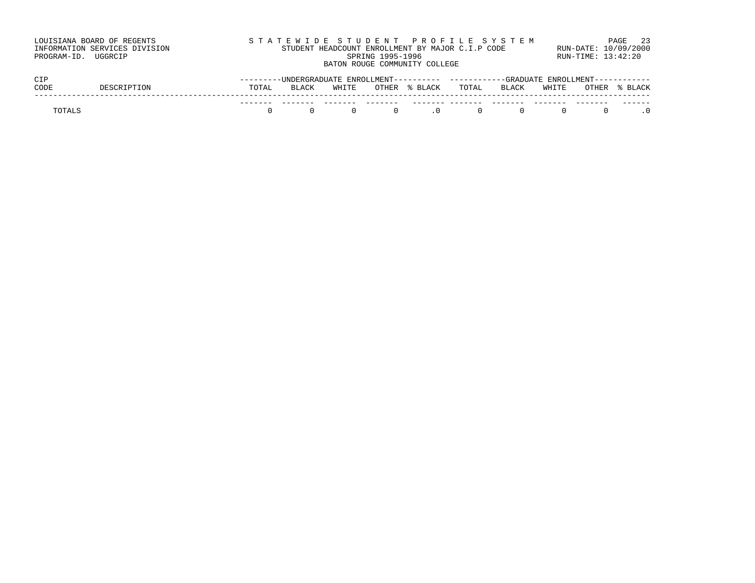LOUISIANA BOARD OF REGENTS
INFORMATION SERVICES DIVISION
PROGRAM-ID. UGGRCIP

STATEWIDE STUDENT PROFILE SYSTEM
STUDENT HEADCOUNT ENROLLMENT BY MAJOR C.I.P CODE
SPRING 1995-1996
BATON ROUGE COMMUNITY COLLEGE

RUN-DATE: 10/09/2000
RUN-TIME: 13:42:20

| CIP CODE | DESCRIPTION | UNDERGRADUATE ENROLLMENT | | | | | GRADUATE ENROLLMENT | | | | |
|---|---|---|---|---|---|---|---|---|---|---|---|
| | | TOTAL | BLACK | WHITE | OTHER | % BLACK | TOTAL | BLACK | WHITE | OTHER | % BLACK |
| TOTALS | | 0 | 0 | 0 | 0 | .0 | 0 | 0 | 0 | 0 | .0 |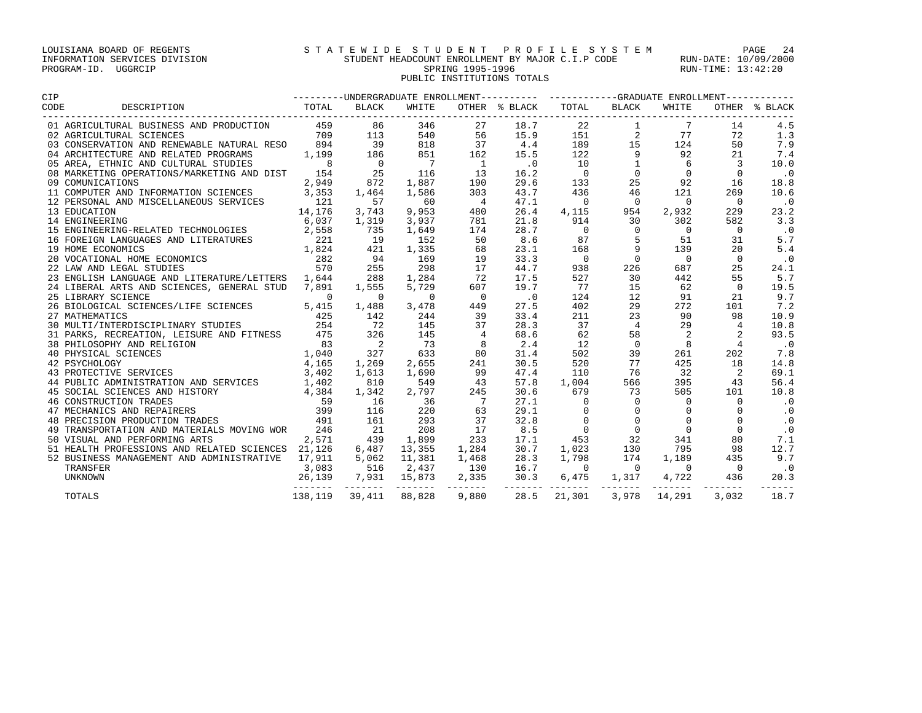LOUISIANA BOARD OF REGENTS
INFORMATION SERVICES DIVISION
PROGRAM-ID. UGGRCIP

STATEWIDE STUDENT PROFILE SYSTEM
STUDENT HEADCOUNT ENROLLMENT BY MAJOR C.I.P CODE
SPRING 1995-1996
PUBLIC INSTITUTIONS TOTALS

RUN-DATE: 10/09/2000
RUN-TIME: 13:42:20

| CIP CODE | DESCRIPTION | UNDERGRADUATE ENROLLMENT TOTAL | BLACK | WHITE | OTHER | % BLACK | GRADUATE ENROLLMENT TOTAL | BLACK | WHITE | OTHER | % BLACK |
|---|---|---|---|---|---|---|---|---|---|---|---|
| 01 | AGRICULTURAL BUSINESS AND PRODUCTION | 459 | 86 | 346 | 27 | 18.7 | 22 | 1 | 7 | 14 | 4.5 |
| 02 | AGRICULTURAL SCIENCES | 709 | 113 | 540 | 56 | 15.9 | 151 | 2 | 77 | 72 | 1.3 |
| 03 | CONSERVATION AND RENEWABLE NATURAL RESO | 894 | 39 | 818 | 37 | 4.4 | 189 | 15 | 124 | 50 | 7.9 |
| 04 | ARCHITECTURE AND RELATED PROGRAMS | 1,199 | 186 | 851 | 162 | 15.5 | 122 | 9 | 92 | 21 | 7.4 |
| 05 | AREA, ETHNIC AND CULTURAL STUDIES | 8 | 0 | 7 | 1 | .0 | 10 | 1 | 6 | 3 | 10.0 |
| 08 | MARKETING OPERATIONS/MARKETING AND DIST | 154 | 25 | 116 | 13 | 16.2 | 0 | 0 | 0 | 0 | .0 |
| 09 | COMUNICATIONS | 2,949 | 872 | 1,887 | 190 | 29.6 | 133 | 25 | 92 | 16 | 18.8 |
| 11 | COMPUTER AND INFORMATION SCIENCES | 3,353 | 1,464 | 1,586 | 303 | 43.7 | 436 | 46 | 121 | 269 | 10.6 |
| 12 | PERSONAL AND MISCELLANEOUS SERVICES | 121 | 57 | 60 | 4 | 47.1 | 0 | 0 | 0 | 0 | .0 |
| 13 | EDUCATION | 14,176 | 3,743 | 9,953 | 480 | 26.4 | 4,115 | 954 | 2,932 | 229 | 23.2 |
| 14 | ENGINEERING | 6,037 | 1,319 | 3,937 | 781 | 21.8 | 914 | 30 | 302 | 582 | 3.3 |
| 15 | ENGINEERING-RELATED TECHNOLOGIES | 2,558 | 735 | 1,649 | 174 | 28.7 | 0 | 0 | 0 | 0 | .0 |
| 16 | FOREIGN LANGUAGES AND LITERATURES | 221 | 19 | 152 | 50 | 8.6 | 87 | 5 | 51 | 31 | 5.7 |
| 19 | HOME ECONOMICS | 1,824 | 421 | 1,335 | 68 | 23.1 | 168 | 9 | 139 | 20 | 5.4 |
| 20 | VOCATIONAL HOME ECONOMICS | 282 | 94 | 169 | 19 | 33.3 | 0 | 0 | 0 | 0 | .0 |
| 22 | LAW AND LEGAL STUDIES | 570 | 255 | 298 | 17 | 44.7 | 938 | 226 | 687 | 25 | 24.1 |
| 23 | ENGLISH LANGUAGE AND LITERATURE/LETTERS | 1,644 | 288 | 1,284 | 72 | 17.5 | 527 | 30 | 442 | 55 | 5.7 |
| 24 | LIBERAL ARTS AND SCIENCES, GENERAL STUD | 7,891 | 1,555 | 5,729 | 607 | 19.7 | 77 | 15 | 62 | 0 | 19.5 |
| 25 | LIBRARY SCIENCE | 0 | 0 | 0 | 0 | .0 | 124 | 12 | 91 | 21 | 9.7 |
| 26 | BIOLOGICAL SCIENCES/LIFE SCIENCES | 5,415 | 1,488 | 3,478 | 449 | 27.5 | 402 | 29 | 272 | 101 | 7.2 |
| 27 | MATHEMATICS | 425 | 142 | 244 | 39 | 33.4 | 211 | 23 | 90 | 98 | 10.9 |
| 30 | MULTI/INTERDISCIPLINARY STUDIES | 254 | 72 | 145 | 37 | 28.3 | 37 | 4 | 29 | 4 | 10.8 |
| 31 | PARKS, RECREATION, LEISURE AND FITNESS | 475 | 326 | 145 | 4 | 68.6 | 62 | 58 | 2 | 2 | 93.5 |
| 38 | PHILOSOPHY AND RELIGION | 83 | 2 | 73 | 8 | 2.4 | 12 | 0 | 8 | 4 | .0 |
| 40 | PHYSICAL SCIENCES | 1,040 | 327 | 633 | 80 | 31.4 | 502 | 39 | 261 | 202 | 7.8 |
| 42 | PSYCHOLOGY | 4,165 | 1,269 | 2,655 | 241 | 30.5 | 520 | 77 | 425 | 18 | 14.8 |
| 43 | PROTECTIVE SERVICES | 3,402 | 1,613 | 1,690 | 99 | 47.4 | 110 | 76 | 32 | 2 | 69.1 |
| 44 | PUBLIC ADMINISTRATION AND SERVICES | 1,402 | 810 | 549 | 43 | 57.8 | 1,004 | 566 | 395 | 43 | 56.4 |
| 45 | SOCIAL SCIENCES AND HISTORY | 4,384 | 1,342 | 2,797 | 245 | 30.6 | 679 | 73 | 505 | 101 | 10.8 |
| 46 | CONSTRUCTION TRADES | 59 | 16 | 36 | 7 | 27.1 | 0 | 0 | 0 | 0 | .0 |
| 47 | MECHANICS AND REPAIRERS | 399 | 116 | 220 | 63 | 29.1 | 0 | 0 | 0 | 0 | .0 |
| 48 | PRECISION PRODUCTION TRADES | 491 | 161 | 293 | 37 | 32.8 | 0 | 0 | 0 | 0 | .0 |
| 49 | TRANSPORTATION AND MATERIALS MOVING WOR | 246 | 21 | 208 | 17 | 8.5 | 0 | 0 | 0 | 0 | .0 |
| 50 | VISUAL AND PERFORMING ARTS | 2,571 | 439 | 1,899 | 233 | 17.1 | 453 | 32 | 341 | 80 | 7.1 |
| 51 | HEALTH PROFESSIONS AND RELATED SCIENCES | 21,126 | 6,487 | 13,355 | 1,284 | 30.7 | 1,023 | 130 | 795 | 98 | 12.7 |
| 52 | BUSINESS MANAGEMENT AND ADMINISTRATIVE | 17,911 | 5,062 | 11,381 | 1,468 | 28.3 | 1,798 | 174 | 1,189 | 435 | 9.7 |
| | TRANSFER | 3,083 | 516 | 2,437 | 130 | 16.7 | 0 | 0 | 0 | 0 | .0 |
| | UNKNOWN | 26,139 | 7,931 | 15,873 | 2,335 | 30.3 | 6,475 | 1,317 | 4,722 | 436 | 20.3 |
| | TOTALS | 138,119 | 39,411 | 88,828 | 9,880 | 28.5 | 21,301 | 3,978 | 14,291 | 3,032 | 18.7 |